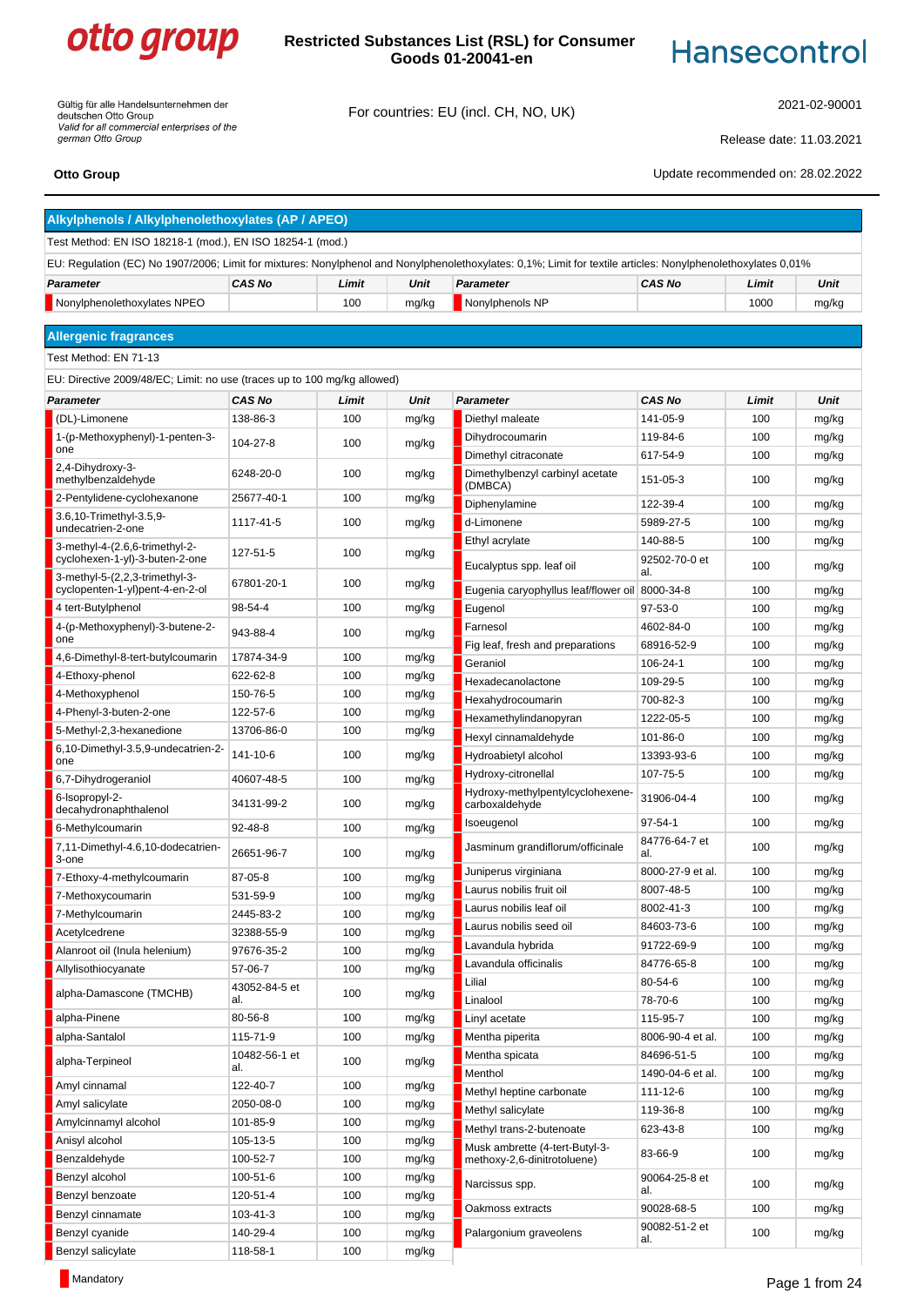# Restricted Substances List (RSL) for Consumer Goods 01-20041-en

otto group — Hansecontrol

Gültig für alle Handelsunternehmen der deutschen Otto Group
*Valid for all commercial enterprises of the german Otto Group*

For countries: EU (incl. CH, NO, UK)

2021-02-90001

Release date: 11.03.2021

**Otto Group**

Update recommended on: 28.02.2022

## Alkylphenols / Alkylphenolethoxylates (AP / APEO)

Test Method: EN ISO 18218-1 (mod.), EN ISO 18254-1 (mod.)

EU: Regulation (EC) No 1907/2006; Limit for mixtures: Nonylphenol and Nonylphenolethoxylates: 0,1%; Limit for textile articles: Nonylphenolethoxylates 0,01%

| Parameter | CAS No | Limit | Unit | Parameter | CAS No | Limit | Unit |
|---|---|---|---|---|---|---|---|
| Nonylphenolethoxylates NPEO | | 100 | mg/kg | Nonylphenols NP | | 1000 | mg/kg |

## Allergenic fragrances

Test Method: EN 71-13

EU: Directive 2009/48/EC; Limit: no use (traces up to 100 mg/kg allowed)

| Parameter | CAS No | Limit | Unit | Parameter | CAS No | Limit | Unit |
|---|---|---|---|---|---|---|---|
| (DL)-Limonene | 138-86-3 | 100 | mg/kg | Diethyl maleate | 141-05-9 | 100 | mg/kg |
| 1-(p-Methoxyphenyl)-1-penten-3-one | 104-27-8 | 100 | mg/kg | Dihydrocoumarin | 119-84-6 | 100 | mg/kg |
| | | | | Dimethyl citraconate | 617-54-9 | 100 | mg/kg |
| 2,4-Dihydroxy-3-methylbenzaldehyde | 6248-20-0 | 100 | mg/kg | Dimethylbenzyl carbinyl acetate (DMBCA) | 151-05-3 | 100 | mg/kg |
| 2-Pentylidene-cyclohexanone | 25677-40-1 | 100 | mg/kg | Diphenylamine | 122-39-4 | 100 | mg/kg |
| 3.6,10-Trimethyl-3.5,9-undecatrien-2-one | 1117-41-5 | 100 | mg/kg | d-Limonene | 5989-27-5 | 100 | mg/kg |
| | | | | Ethyl acrylate | 140-88-5 | 100 | mg/kg |
| 3-methyl-4-(2.6,6-trimethyl-2-cyclohexen-1-yl)-3-buten-2-one | 127-51-5 | 100 | mg/kg | Eucalyptus spp. leaf oil | 92502-70-0 et al. | 100 | mg/kg |
| 3-methyl-5-(2,2,3-trimethyl-3-cyclopenten-1-yl)pent-4-en-2-ol | 67801-20-1 | 100 | mg/kg | Eugenia caryophyllus leaf/flower oil | 8000-34-8 | 100 | mg/kg |
| 4 tert-Butylphenol | 98-54-4 | 100 | mg/kg | Eugenol | 97-53-0 | 100 | mg/kg |
| 4-(p-Methoxyphenyl)-3-butene-2-one | 943-88-4 | 100 | mg/kg | Farnesol | 4602-84-0 | 100 | mg/kg |
| | | | | Fig leaf, fresh and preparations | 68916-52-9 | 100 | mg/kg |
| 4,6-Dimethyl-8-tert-butylcoumarin | 17874-34-9 | 100 | mg/kg | Geraniol | 106-24-1 | 100 | mg/kg |
| 4-Ethoxy-phenol | 622-62-8 | 100 | mg/kg | Hexadecanolactone | 109-29-5 | 100 | mg/kg |
| 4-Methoxyphenol | 150-76-5 | 100 | mg/kg | Hexahydrocoumarin | 700-82-3 | 100 | mg/kg |
| 4-Phenyl-3-buten-2-one | 122-57-6 | 100 | mg/kg | Hexamethylindanopyran | 1222-05-5 | 100 | mg/kg |
| 5-Methyl-2,3-hexanedione | 13706-86-0 | 100 | mg/kg | Hexyl cinnamaldehyde | 101-86-0 | 100 | mg/kg |
| 6,10-Dimethyl-3.5,9-undecatrien-2-one | 141-10-6 | 100 | mg/kg | Hydroabietyl alcohol | 13393-93-6 | 100 | mg/kg |
| | | | | Hydroxy-citronellal | 107-75-5 | 100 | mg/kg |
| 6,7-Dihydrogeraniol | 40607-48-5 | 100 | mg/kg | Hydroxy-methylpentylcyclohexene-carboxaldehyde | 31906-04-4 | 100 | mg/kg |
| 6-Isopropyl-2-decahydronaphthalenol | 34131-99-2 | 100 | mg/kg | | | | |
| 6-Methylcoumarin | 92-48-8 | 100 | mg/kg | Isoeugenol | 97-54-1 | 100 | mg/kg |
| 7,11-Dimethyl-4.6,10-dodecatrien-3-one | 26651-96-7 | 100 | mg/kg | Jasminum grandiflorum/officinale | 84776-64-7 et al. | 100 | mg/kg |
| 7-Ethoxy-4-methylcoumarin | 87-05-8 | 100 | mg/kg | Juniperus virginiana | 8000-27-9 et al. | 100 | mg/kg |
| 7-Methoxycoumarin | 531-59-9 | 100 | mg/kg | Laurus nobilis fruit oil | 8007-48-5 | 100 | mg/kg |
| 7-Methylcoumarin | 2445-83-2 | 100 | mg/kg | Laurus nobilis leaf oil | 8002-41-3 | 100 | mg/kg |
| Acetylcedrene | 32388-55-9 | 100 | mg/kg | Laurus nobilis seed oil | 84603-73-6 | 100 | mg/kg |
| Alanroot oil (Inula helenium) | 97676-35-2 | 100 | mg/kg | Lavandula hybrida | 91722-69-9 | 100 | mg/kg |
| Allylisothiocyanate | 57-06-7 | 100 | mg/kg | Lavandula officinalis | 84776-65-8 | 100 | mg/kg |
| alpha-Damascone (TMCHB) | 43052-84-5 et al. | 100 | mg/kg | Lilial | 80-54-6 | 100 | mg/kg |
| | | | | Linalool | 78-70-6 | 100 | mg/kg |
| alpha-Pinene | 80-56-8 | 100 | mg/kg | Linyl acetate | 115-95-7 | 100 | mg/kg |
| alpha-Santalol | 115-71-9 | 100 | mg/kg | Mentha piperita | 8006-90-4 et al. | 100 | mg/kg |
| alpha-Terpineol | 10482-56-1 et al. | 100 | mg/kg | Mentha spicata | 84696-51-5 | 100 | mg/kg |
| | | | | Menthol | 1490-04-6 et al. | 100 | mg/kg |
| Amyl cinnamal | 122-40-7 | 100 | mg/kg | Methyl heptine carbonate | 111-12-6 | 100 | mg/kg |
| Amyl salicylate | 2050-08-0 | 100 | mg/kg | Methyl salicylate | 119-36-8 | 100 | mg/kg |
| Amylcinnamyl alcohol | 101-85-9 | 100 | mg/kg | Methyl trans-2-butenoate | 623-43-8 | 100 | mg/kg |
| Anisyl alcohol | 105-13-5 | 100 | mg/kg | Musk ambrette (4-tert-Butyl-3-methoxy-2,6-dinitrotoluene) | 83-66-9 | 100 | mg/kg |
| Benzaldehyde | 100-52-7 | 100 | mg/kg | | | | |
| Benzyl alcohol | 100-51-6 | 100 | mg/kg | Narcissus spp. | 90064-25-8 et al. | 100 | mg/kg |
| Benzyl benzoate | 120-51-4 | 100 | mg/kg | | | | |
| Benzyl cinnamate | 103-41-3 | 100 | mg/kg | Oakmoss extracts | 90028-68-5 | 100 | mg/kg |
| Benzyl cyanide | 140-29-4 | 100 | mg/kg | Palargonium graveolens | 90082-51-2 et al. | 100 | mg/kg |
| Benzyl salicylate | 118-58-1 | 100 | mg/kg | | | | |

Mandatory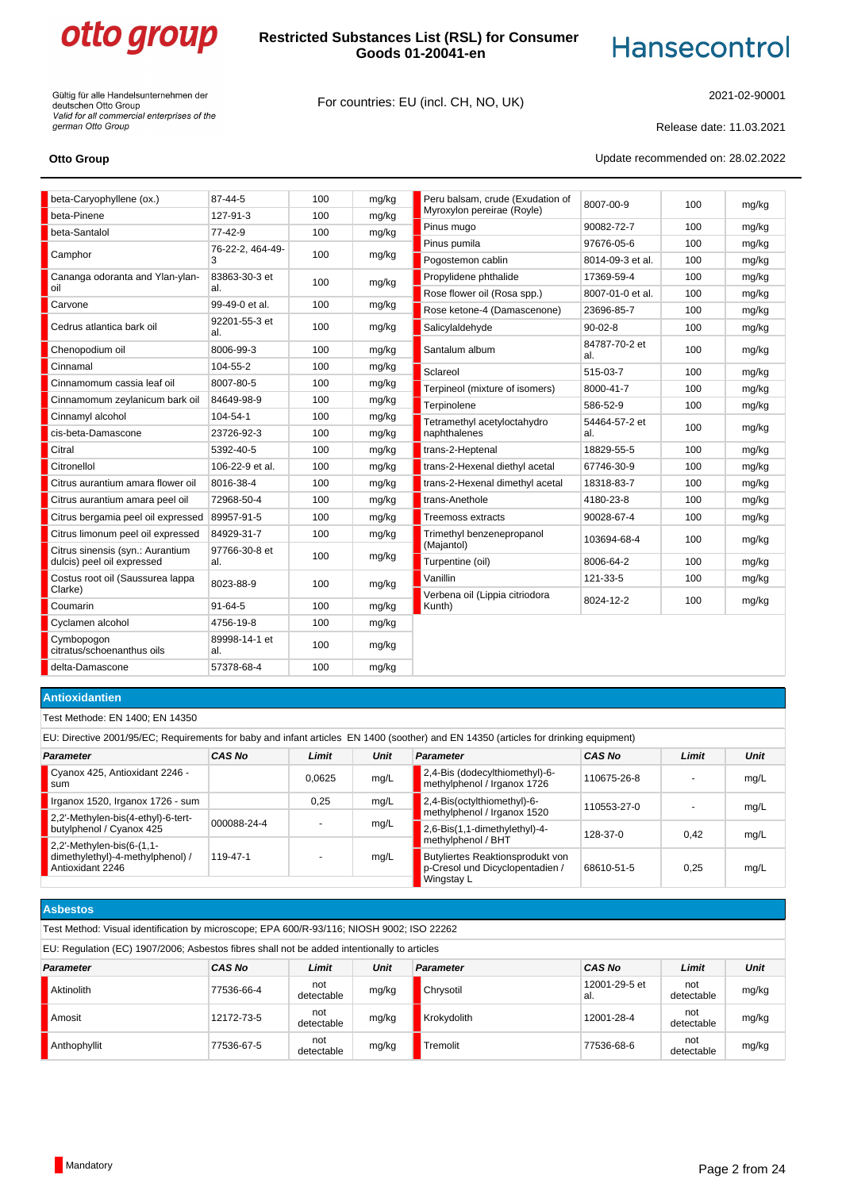| Parameter | CAS No | Limit | Unit | Parameter | CAS No | Limit | Unit |
|---|---|---|---|---|---|---|---|
| beta-Caryophyllene (ox.) | 87-44-5 | 100 | mg/kg | Peru balsam, crude (Exudation of Myroxylon pereirae (Royle) | 8007-00-9 | 100 | mg/kg |
| beta-Pinene | 127-91-3 | 100 | mg/kg | Pinus mugo | 90082-72-7 | 100 | mg/kg |
| beta-Santalol | 77-42-9 | 100 | mg/kg | Pinus pumila | 97676-05-6 | 100 | mg/kg |
| Camphor | 76-22-2, 464-49-3 | 100 | mg/kg | Pogostemon cablin | 8014-09-3 et al. | 100 | mg/kg |
| Cananga odoranta and Ylan-ylan-oil | 83863-30-3 et al. | 100 | mg/kg | Propylidene phthalide | 17369-59-4 | 100 | mg/kg |
| Carvone | 99-49-0 et al. | 100 | mg/kg | Rose flower oil (Rosa spp.) | 8007-01-0 et al. | 100 | mg/kg |
| Cedrus atlantica bark oil | 92201-55-3 et al. | 100 | mg/kg | Rose ketone-4 (Damascenone) | 23696-85-7 | 100 | mg/kg |
| Chenopodium oil | 8006-99-3 | 100 | mg/kg | Salicylaldehyde | 90-02-8 | 100 | mg/kg |
| Cinnamal | 104-55-2 | 100 | mg/kg | Santalum album | 84787-70-2 et al. | 100 | mg/kg |
| Cinnamomum cassia leaf oil | 8007-80-5 | 100 | mg/kg | Sclareol | 515-03-7 | 100 | mg/kg |
| Cinnamomum zeylanicum bark oil | 84649-98-9 | 100 | mg/kg | Terpineol (mixture of isomers) | 8000-41-7 | 100 | mg/kg |
| Cinnamyl alcohol | 104-54-1 | 100 | mg/kg | Terpinolene | 586-52-9 | 100 | mg/kg |
| cis-beta-Damascone | 23726-92-3 | 100 | mg/kg | Tetramethyl acetyloctahydro naphthalenes | 54464-57-2 et al. | 100 | mg/kg |
| Citral | 5392-40-5 | 100 | mg/kg | trans-2-Heptenal | 18829-55-5 | 100 | mg/kg |
| Citronellol | 106-22-9 et al. | 100 | mg/kg | trans-2-Hexenal diethyl acetal | 67746-30-9 | 100 | mg/kg |
| Citrus aurantium amara flower oil | 8016-38-4 | 100 | mg/kg | trans-2-Hexenal dimethyl acetal | 18318-83-7 | 100 | mg/kg |
| Citrus aurantium amara peel oil | 72968-50-4 | 100 | mg/kg | trans-Anethole | 4180-23-8 | 100 | mg/kg |
| Citrus bergamia peel oil expressed | 89957-91-5 | 100 | mg/kg | Treemoss extracts | 90028-67-4 | 100 | mg/kg |
| Citrus limonum peel oil expressed | 84929-31-7 | 100 | mg/kg | Trimethyl benzenepropanol (Majantol) | 103694-68-4 | 100 | mg/kg |
| Citrus sinensis (syn.: Aurantium dulcis) peel oil expressed | 97766-30-8 et al. | 100 | mg/kg | Turpentine (oil) | 8006-64-2 | 100 | mg/kg |
| Costus root oil (Saussurea lappa Clarke) | 8023-88-9 | 100 | mg/kg | Vanillin | 121-33-5 | 100 | mg/kg |
| Coumarin | 91-64-5 | 100 | mg/kg | Verbena oil (Lippia citriodora Kunth) | 8024-12-2 | 100 | mg/kg |
| Cyclamen alcohol | 4756-19-8 | 100 | mg/kg | | | | |
| Cymbopogon citratus/schoenanthus oils | 89998-14-1 et al. | 100 | mg/kg | | | | |
| delta-Damascone | 57378-68-4 | 100 | mg/kg | | | | |

## Antioxidantien

Test Methode: EN 1400; EN 14350

EU: Directive 2001/95/EC; Requirements for baby and infant articles EN 1400 (soother) and EN 14350 (articles for drinking equipment)

| Parameter | CAS No | Limit | Unit | Parameter | CAS No | Limit | Unit |
|---|---|---|---|---|---|---|---|
| Cyanox 425, Antioxidant 2246 - sum | | 0,0625 | mg/L | 2,4-Bis (dodecylthiomethyl)-6-methylphenol / Irganox 1726 | 110675-26-8 | - | mg/L |
| Irganox 1520, Irganox 1726 - sum | | 0,25 | mg/L | 2,4-Bis(octylthiomethyl)-6-methylphenol / Irganox 1520 | 110553-27-0 | - | mg/L |
| 2,2'-Methylen-bis(4-ethyl)-6-tert-butylphenol / Cyanox 425 | 000088-24-4 | - | mg/L | 2,6-Bis(1,1-dimethylethyl)-4-methylphenol / BHT | 128-37-0 | 0,42 | mg/L |
| 2,2'-Methylen-bis(6-(1,1-dimethylethyl)-4-methylphenol) / Antioxidant 2246 | 119-47-1 | - | mg/L | Butyliertes Reaktionsprodukt von p-Cresol und Dicyclopentadien / Wingstay L | 68610-51-5 | 0,25 | mg/L |

## Asbestos

Test Method: Visual identification by microscope; EPA 600/R-93/116; NIOSH 9002; ISO 22262

EU: Regulation (EC) 1907/2006; Asbestos fibres shall not be added intentionally to articles

| Parameter | CAS No | Limit | Unit | Parameter | CAS No | Limit | Unit |
|---|---|---|---|---|---|---|---|
| Aktinolith | 77536-66-4 | not detectable | mg/kg | Chrysotil | 12001-29-5 et al. | not detectable | mg/kg |
| Amosit | 12172-73-5 | not detectable | mg/kg | Krokydolith | 12001-28-4 | not detectable | mg/kg |
| Anthophyllit | 77536-67-5 | not detectable | mg/kg | Tremolit | 77536-68-6 | not detectable | mg/kg |

Mandatory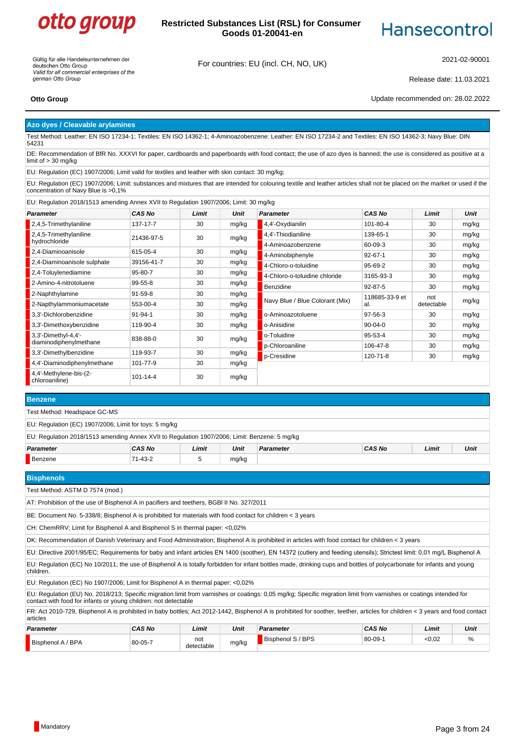# Azo dyes / Cleavable arylamines

Test Method: Leather: EN ISO 17234-1; Textiles: EN ISO 14362-1; 4-Aminoazobenzene: Leather: EN ISO 17234-2 and Textiles: EN ISO 14362-3; Navy Blue: DIN 54231

DE: Recommendation of BfR No. XXXVI for paper, cardboards and paperboards with food contact; the use of azo dyes is banned; the use is considered as positive at a limit of > 30 mg/kg

EU: Regulation (EC) 1907/2006; Limit valid for textiles and leather with skin contact: 30 mg/kg;

EU: Regulation (EC) 1907/2006; Limit: substances and mixtures that are intended for colouring textile and leather articles shall not be placed on the market or used if the concentration of Navy Blue is >0,1%

EU: Regulation 2018/1513 amending Annex XVII to Regulation 1907/2006; Limit: 30 mg/kg

| Parameter | CAS No | Limit | Unit | Parameter | CAS No | Limit | Unit |
|---|---|---|---|---|---|---|---|
| 2,4,5-Trimethylaniline | 137-17-7 | 30 | mg/kg | 4,4'-Oxydianilin | 101-80-4 | 30 | mg/kg |
| 2,4,5-Trimethylaniline hydrochloride | 21436-97-5 | 30 | mg/kg | 4,4'-Thiodianiline | 139-65-1 | 30 | mg/kg |
| | | | | 4-Aminoazobenzene | 60-09-3 | 30 | mg/kg |
| 2,4-Diaminoanisole | 615-05-4 | 30 | mg/kg | 4-Aminobiphenyle | 92-67-1 | 30 | mg/kg |
| 2,4-Diaminoanisole sulphate | 39156-41-7 | 30 | mg/kg | 4-Chloro-o-toluidine | 95-69-2 | 30 | mg/kg |
| 2,4-Toluylenediamine | 95-80-7 | 30 | mg/kg | 4-Chloro-o-toluidine chloride | 3165-93-3 | 30 | mg/kg |
| 2-Amino-4-nitrotoluene | 99-55-8 | 30 | mg/kg | Benzidine | 92-87-5 | 30 | mg/kg |
| 2-Naphthylamine | 91-59-8 | 30 | mg/kg | Navy Blue / Blue Colorant (Mix) | 118685-33-9 et al. | not detectable | mg/kg |
| 2-Napthylammoniumacetate | 553-00-4 | 30 | mg/kg | | | | |
| 3,3'-Dichlorobenzidine | 91-94-1 | 30 | mg/kg | o-Aminoazotoluene | 97-56-3 | 30 | mg/kg |
| 3,3'-Dimethoxybenzidine | 119-90-4 | 30 | mg/kg | o-Anisidine | 90-04-0 | 30 | mg/kg |
| 3,3'-Dimethyl-4,4'-diaminodiphenylmethane | 838-88-0 | 30 | mg/kg | o-Toluidine | 95-53-4 | 30 | mg/kg |
| | | | | p-Chloroaniline | 106-47-8 | 30 | mg/kg |
| 3,3'-Dimethylbenzidine | 119-93-7 | 30 | mg/kg | p-Cresidine | 120-71-8 | 30 | mg/kg |
| 4,4'-Diaminodiphenylmethane | 101-77-9 | 30 | mg/kg | | | | |
| 4,4'-Methylene-bis-(2-chloroaniline) | 101-14-4 | 30 | mg/kg | | | | |

# Benzene

Test Method: Headspace GC-MS

EU: Regulation (EC) 1907/2006; Limit for toys: 5 mg/kg

EU: Regulation 2018/1513 amending Annex XVII to Regulation 1907/2006; Limit: Benzene: 5 mg/kg

| Parameter | CAS No | Limit | Unit | Parameter | CAS No | Limit | Unit |
|---|---|---|---|---|---|---|---|
| Benzene | 71-43-2 | 5 | mg/kg | | | | |

# Bisphenols

Test Method: ASTM D 7574 (mod.)

AT: Prohibition of the use of Bisphenol A in pacifiers and teethers, BGBl II No. 327/2011

BE: Document No. 5-338/8; Bisphenol A is prohibited for materials with food contact for children < 3 years

CH: ChemRRV; Limit for Bisphenol A and Bisphenol S in thermal paper: <0,02%

DK: Recommendation of Danish Veterinary and Food Administration; Bisphenol A is prohibited in articles with food contact for children < 3 years

EU: Directive 2001/95/EC; Requirements for baby and infant articles EN 1400 (soother), EN 14372 (cutlery and feeding utensils); Strictest limit: 0,01 mg/L Bisphenol A

EU: Regulation (EC) No 10/2011; the use of Bisphenol A is totally forbidden for infant bottles made, drinking cups and bottles of polycarbonate for infants and young children.

EU: Regulation (EC) No 1907/2006; Limit for Bisphenol A in thermal paper: <0,02%

EU: Regulation (EU) No. 2018/213; Specific migration limit from varnishes or coatings: 0,05 mg/kg; Specific migration limit from varnishes or coatings intended for contact with food for infants or young children: not detectable

FR: Act 2010-729, Bisphenol A is prohibited in baby bottles; Act 2012-1442, Bisphenol A is prohibited for soother, teether, articles for children < 3 years and food contact articles

| Parameter | CAS No | Limit | Unit | Parameter | CAS No | Limit | Unit |
|---|---|---|---|---|---|---|---|
| Bisphenol A / BPA | 80-05-7 | not detectable | mg/kg | Bisphenol S / BPS | 80-09-1 | <0,02 | % |

Mandatory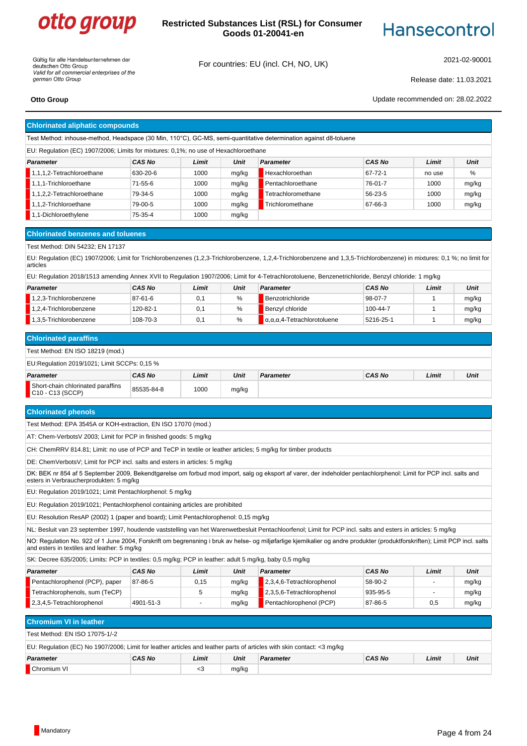## Chlorinated aliphatic compounds

Test Method: inhouse-method, Headspace (30 Min, 110°C), GC-MS, semi-quantitative determination against d8-toluene

EU: Regulation (EC) 1907/2006; Limits for mixtures: 0,1%; no use of Hexachloroethane

| Parameter | CAS No | Limit | Unit | Parameter | CAS No | Limit | Unit |
|---|---|---|---|---|---|---|---|
| 1,1,1,2-Tetrachloroethane | 630-20-6 | 1000 | mg/kg | Hexachloroethan | 67-72-1 | no use | % |
| 1,1,1-Trichloroethane | 71-55-6 | 1000 | mg/kg | Pentachloroethane | 76-01-7 | 1000 | mg/kg |
| 1,1,2,2-Tetrachloroethane | 79-34-5 | 1000 | mg/kg | Tetrachloromethane | 56-23-5 | 1000 | mg/kg |
| 1,1,2-Trichloroethane | 79-00-5 | 1000 | mg/kg | Trichloromethane | 67-66-3 | 1000 | mg/kg |
| 1,1-Dichloroethylene | 75-35-4 | 1000 | mg/kg | | | | |

## Chlorinated benzenes and toluenes

Test Method: DIN 54232; EN 17137

EU: Regulation (EC) 1907/2006; Limit for Trichlorobenzenes (1,2,3-Trichlorobenzene, 1,2,4-Trichlorobenzene and 1,3,5-Trichlorobenzene) in mixtures: 0,1 %; no limit for articles

EU: Regulation 2018/1513 amending Annex XVII to Regulation 1907/2006; Limit for 4-Tetrachlorotoluene, Benzenetrichloride, Benzyl chloride: 1 mg/kg

| Parameter | CAS No | Limit | Unit | Parameter | CAS No | Limit | Unit |
|---|---|---|---|---|---|---|---|
| 1,2,3-Trichlorobenzene | 87-61-6 | 0,1 | % | Benzotrichloride | 98-07-7 | 1 | mg/kg |
| 1,2,4-Trichlorobenzene | 120-82-1 | 0,1 | % | Benzyl chloride | 100-44-7 | 1 | mg/kg |
| 1,3,5-Trichlorobenzene | 108-70-3 | 0,1 | % | α,α,α,4-Tetrachlorotoluene | 5216-25-1 | 1 | mg/kg |

## Chlorinated paraffins

Test Method: EN ISO 18219 (mod.)

EU:Regulation 2019/1021; Limit SCCPs: 0,15 %

| Parameter | CAS No | Limit | Unit | Parameter | CAS No | Limit | Unit |
|---|---|---|---|---|---|---|---|
| Short-chain chlorinated paraffins C10 - C13 (SCCP) | 85535-84-8 | 1000 | mg/kg | | | | |

## Chlorinated phenols

Test Method: EPA 3545A or KOH-extraction, EN ISO 17070 (mod.)

AT: Chem-VerbotsV 2003; Limit for PCP in finished goods: 5 mg/kg

CH: ChemRRV 814.81; Limit: no use of PCP and TeCP in textile or leather articles; 5 mg/kg for timber products

DE: ChemVerbotsV; Limit for PCP incl. salts and esters in articles: 5 mg/kg

DK: BEK nr 854 af 5 September 2009, Bekendtgørelse om forbud mod import, salg og eksport af varer, der indeholder pentachlorphenol: Limit for PCP incl. salts and esters in Verbraucherprodukten: 5 mg/kg

EU: Regulation 2019/1021; Limit Pentachlorphenol: 5 mg/kg

EU: Regulation 2019/1021; Pentachlorphenol containing articles are prohibited

EU: Resolution ResAP (2002) 1 (paper and board); Limit Pentachlorophenol: 0,15 mg/kg

NL: Besluit van 23 september 1997, houdende vaststelling van het Warenwetbesluit Pentachloorfenol; Limit for PCP incl. salts and esters in articles: 5 mg/kg

NO: Regulation No. 922 of 1 June 2004, Forskrift om begrensning i bruk av helse- og miljøfarlige kjemikalier og andre produkter (produktforskriften); Limit PCP incl. salts and esters in textiles and leather: 5 mg/kg

SK: Decree 635/2005; Limits: PCP in textiles: 0,5 mg/kg; PCP in leather: adult 5 mg/kg, baby 0,5 mg/kg

| Parameter | CAS No | Limit | Unit | Parameter | CAS No | Limit | Unit |
|---|---|---|---|---|---|---|---|
| Pentachlorophenol (PCP), paper | 87-86-5 | 0,15 | mg/kg | 2,3,4,6-Tetrachlorophenol | 58-90-2 | - | mg/kg |
| Tetrachlorophenols, sum (TeCP) | | 5 | mg/kg | 2,3,5,6-Tetrachlorophenol | 935-95-5 | - | mg/kg |
| 2,3,4,5-Tetrachlorophenol | 4901-51-3 | - | mg/kg | Pentachlorophenol (PCP) | 87-86-5 | 0,5 | mg/kg |

## Chromium VI in leather

Test Method: EN ISO 17075-1/-2

EU: Regulation (EC) No 1907/2006; Limit for leather articles and leather parts of articles with skin contact: <3 mg/kg

| Parameter | CAS No | Limit | Unit | Parameter | CAS No | Limit | Unit |
|---|---|---|---|---|---|---|---|
| Chromium VI | | <3 | mg/kg | | | | |

Mandatory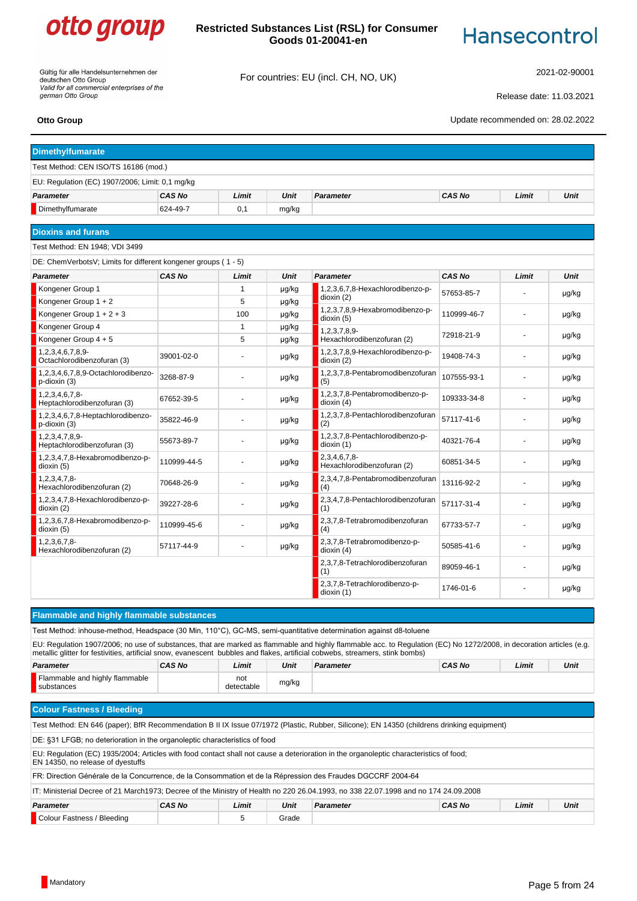## Dimethylfumarate

Test Method: CEN ISO/TS 16186 (mod.)

EU: Regulation (EC) 1907/2006; Limit: 0,1 mg/kg

| Parameter | CAS No | Limit | Unit | Parameter | CAS No | Limit | Unit |
|---|---|---|---|---|---|---|---|
| Dimethylfumarate | 624-49-7 | 0,1 | mg/kg | | | | |

## Dioxins and furans

Test Method: EN 1948; VDI 3499

DE: ChemVerbotsV; Limits for different kongener groups ( 1 - 5)

| Parameter | CAS No | Limit | Unit | Parameter | CAS No | Limit | Unit |
|---|---|---|---|---|---|---|---|
| Kongener Group 1 | | 1 | µg/kg | 1,2,3,6,7,8-Hexachlorodibenzo-p-dioxin (2) | 57653-85-7 | - | µg/kg |
| Kongener Group 1 + 2 | | 5 | µg/kg | 1,2,3,7,8,9-Hexabromodibenzo-p-dioxin (5) | 110999-46-7 | - | µg/kg |
| Kongener Group 1 + 2 + 3 | | 100 | µg/kg | 1,2,3,7,8,9-Hexachlorodibenzofuran (2) | 72918-21-9 | - | µg/kg |
| Kongener Group 4 | | 1 | µg/kg | | | | |
| Kongener Group 4 + 5 | | 5 | µg/kg | | | | |
| 1,2,3,4,6,7,8,9-Octachlorodibenzofuran (3) | 39001-02-0 | - | µg/kg | 1,2,3,7,8,9-Hexachlorodibenzo-p-dioxin (2) | 19408-74-3 | - | µg/kg |
| 1,2,3,4,6,7,8,9-Octachlorodibenzo-p-dioxin (3) | 3268-87-9 | - | µg/kg | 1,2,3,7,8-Pentabromodibenzofuran (5) | 107555-93-1 | - | µg/kg |
| 1,2,3,4,6,7,8-Heptachlorodibenzofuran (3) | 67652-39-5 | - | µg/kg | 1,2,3,7,8-Pentabromodibenzo-p-dioxin (4) | 109333-34-8 | - | µg/kg |
| 1,2,3,4,6,7,8-Heptachlorodibenzo-p-dioxin (3) | 35822-46-9 | - | µg/kg | 1,2,3,7,8-Pentachlorodibenzofuran (2) | 57117-41-6 | - | µg/kg |
| 1,2,3,4,7,8,9-Heptachlorodibenzofuran (3) | 55673-89-7 | - | µg/kg | 1,2,3,7,8-Pentachlorodibenzo-p-dioxin (1) | 40321-76-4 | - | µg/kg |
| 1,2,3,4,7,8-Hexabromodibenzo-p-dioxin (5) | 110999-44-5 | - | µg/kg | 2,3,4,6,7,8-Hexachlorodibenzofuran (2) | 60851-34-5 | - | µg/kg |
| 1,2,3,4,7,8-Hexachlorodibenzofuran (2) | 70648-26-9 | - | µg/kg | 2,3,4,7,8-Pentabromodibenzofuran (4) | 13116-92-2 | - | µg/kg |
| 1,2,3,4,7,8-Hexachlorodibenzo-p-dioxin (2) | 39227-28-6 | - | µg/kg | 2,3,4,7,8-Pentachlorodibenzofuran (1) | 57117-31-4 | - | µg/kg |
| 1,2,3,6,7,8-Hexabromodibenzo-p-dioxin (5) | 110999-45-6 | - | µg/kg | 2,3,7,8-Tetrabromodibenzofuran (4) | 67733-57-7 | - | µg/kg |
| 1,2,3,6,7,8-Hexachlorodibenzofuran (2) | 57117-44-9 | - | µg/kg | 2,3,7,8-Tetrabromodibenzo-p-dioxin (4) | 50585-41-6 | - | µg/kg |
| | | | | 2,3,7,8-Tetrachlorodibenzofuran (1) | 89059-46-1 | - | µg/kg |
| | | | | 2,3,7,8-Tetrachlorodibenzo-p-dioxin (1) | 1746-01-6 | - | µg/kg |

## Flammable and highly flammable substances

Test Method: inhouse-method, Headspace (30 Min, 110°C), GC-MS, semi-quantitative determination against d8-toluene

EU: Regulation 1907/2006; no use of substances, that are marked as flammable and highly flammable acc. to Regulation (EC) No 1272/2008, in decoration articles (e.g. metallic glitter for festivities, artificial snow, evanescent bubbles and flakes, artificial cobwebs, streamers, stink bombs)

| Parameter | CAS No | Limit | Unit | Parameter | CAS No | Limit | Unit |
|---|---|---|---|---|---|---|---|
| Flammable and highly flammable substances | | not detectable | mg/kg | | | | |

## Colour Fastness / Bleeding

Test Method: EN 646 (paper); BfR Recommendation B II IX Issue 07/1972 (Plastic, Rubber, Silicone); EN 14350 (childrens drinking equipment)

DE: §31 LFGB; no deterioration in the organoleptic characteristics of food

EU: Regulation (EC) 1935/2004; Articles with food contact shall not cause a deterioration in the organoleptic characteristics of food;
EN 14350, no release of dyestuffs

FR: Direction Générale de la Concurrence, de la Consommation et de la Répression des Fraudes DGCCRF 2004-64

IT: Ministerial Decree of 21 March1973; Decree of the Ministry of Health no 220 26.04.1993, no 338 22.07.1998 and no 174 24.09.2008

| Parameter | CAS No | Limit | Unit | Parameter | CAS No | Limit | Unit |
|---|---|---|---|---|---|---|---|
| Colour Fastness / Bleeding | | 5 | Grade | | | | |

Mandatory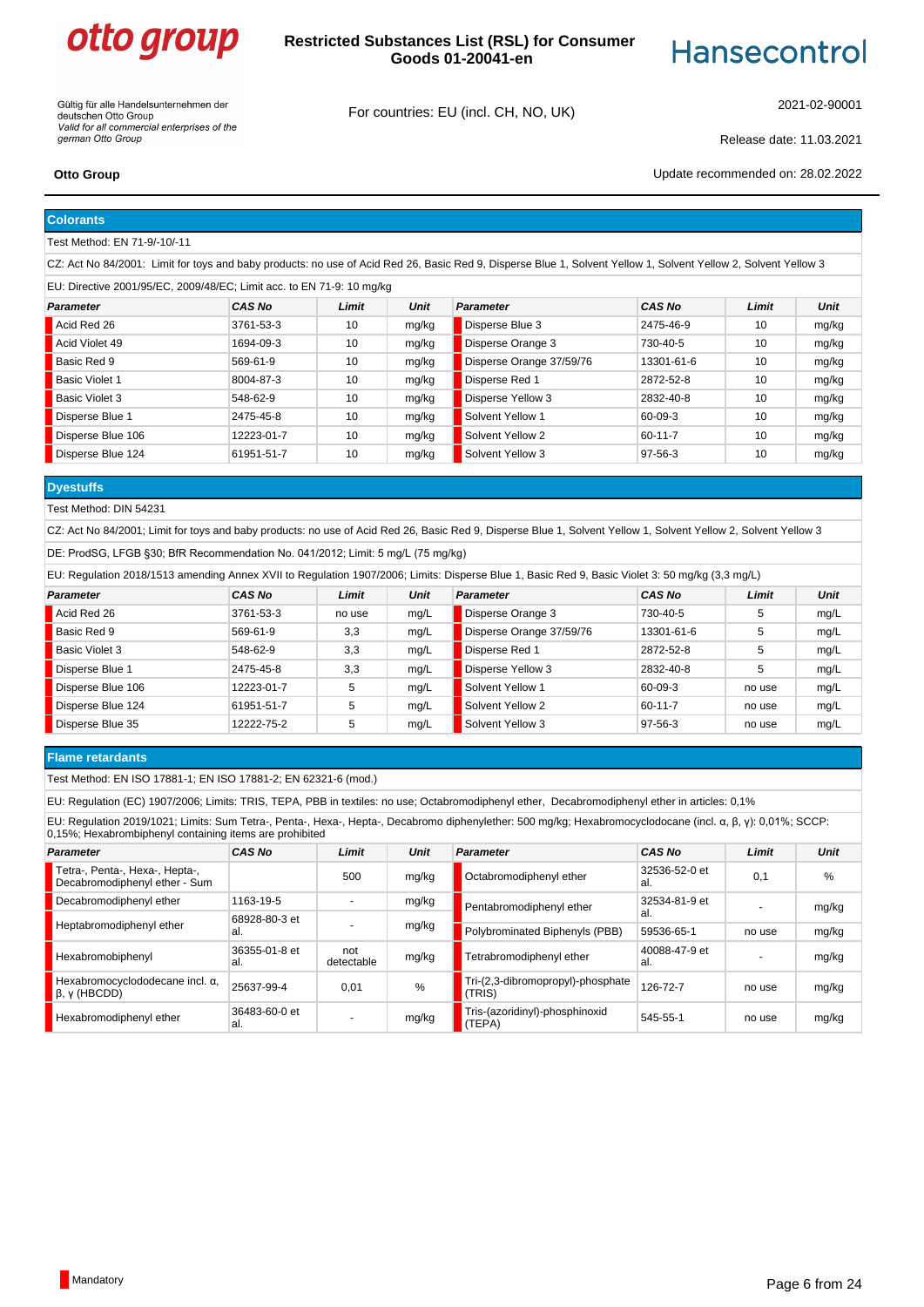otto group

**Restricted Substances List (RSL) for Consumer Goods 01-20041-en**

Hansecontrol

Gültig für alle Handelsunternehmen der deutschen Otto Group
*Valid for all commercial enterprises of the german Otto Group*

For countries: EU (incl. CH, NO, UK)

2021-02-90001

Release date: 11.03.2021

**Otto Group**

Update recommended on: 28.02.2022

## Colorants

Test Method: EN 71-9/-10/-11

CZ: Act No 84/2001: Limit for toys and baby products: no use of Acid Red 26, Basic Red 9, Disperse Blue 1, Solvent Yellow 1, Solvent Yellow 2, Solvent Yellow 3

EU: Directive 2001/95/EC, 2009/48/EC; Limit acc. to EN 71-9: 10 mg/kg

| *Parameter* | *CAS No* | *Limit* | *Unit* | *Parameter* | *CAS No* | *Limit* | *Unit* |
|---|---|---|---|---|---|---|---|
| Acid Red 26 | 3761-53-3 | 10 | mg/kg | Disperse Blue 3 | 2475-46-9 | 10 | mg/kg |
| Acid Violet 49 | 1694-09-3 | 10 | mg/kg | Disperse Orange 3 | 730-40-5 | 10 | mg/kg |
| Basic Red 9 | 569-61-9 | 10 | mg/kg | Disperse Orange 37/59/76 | 13301-61-6 | 10 | mg/kg |
| Basic Violet 1 | 8004-87-3 | 10 | mg/kg | Disperse Red 1 | 2872-52-8 | 10 | mg/kg |
| Basic Violet 3 | 548-62-9 | 10 | mg/kg | Disperse Yellow 3 | 2832-40-8 | 10 | mg/kg |
| Disperse Blue 1 | 2475-45-8 | 10 | mg/kg | Solvent Yellow 1 | 60-09-3 | 10 | mg/kg |
| Disperse Blue 106 | 12223-01-7 | 10 | mg/kg | Solvent Yellow 2 | 60-11-7 | 10 | mg/kg |
| Disperse Blue 124 | 61951-51-7 | 10 | mg/kg | Solvent Yellow 3 | 97-56-3 | 10 | mg/kg |

## Dyestuffs

Test Method: DIN 54231

CZ: Act No 84/2001; Limit for toys and baby products: no use of Acid Red 26, Basic Red 9, Disperse Blue 1, Solvent Yellow 1, Solvent Yellow 2, Solvent Yellow 3

DE: ProdSG, LFGB §30; BfR Recommendation No. 041/2012; Limit: 5 mg/L (75 mg/kg)

EU: Regulation 2018/1513 amending Annex XVII to Regulation 1907/2006; Limits: Disperse Blue 1, Basic Red 9, Basic Violet 3: 50 mg/kg (3,3 mg/L)

| *Parameter* | *CAS No* | *Limit* | *Unit* | *Parameter* | *CAS No* | *Limit* | *Unit* |
|---|---|---|---|---|---|---|---|
| Acid Red 26 | 3761-53-3 | no use | mg/L | Disperse Orange 3 | 730-40-5 | 5 | mg/L |
| Basic Red 9 | 569-61-9 | 3,3 | mg/L | Disperse Orange 37/59/76 | 13301-61-6 | 5 | mg/L |
| Basic Violet 3 | 548-62-9 | 3,3 | mg/L | Disperse Red 1 | 2872-52-8 | 5 | mg/L |
| Disperse Blue 1 | 2475-45-8 | 3,3 | mg/L | Disperse Yellow 3 | 2832-40-8 | 5 | mg/L |
| Disperse Blue 106 | 12223-01-7 | 5 | mg/L | Solvent Yellow 1 | 60-09-3 | no use | mg/L |
| Disperse Blue 124 | 61951-51-7 | 5 | mg/L | Solvent Yellow 2 | 60-11-7 | no use | mg/L |
| Disperse Blue 35 | 12222-75-2 | 5 | mg/L | Solvent Yellow 3 | 97-56-3 | no use | mg/L |

## Flame retardants

Test Method: EN ISO 17881-1; EN ISO 17881-2; EN 62321-6 (mod.)

EU: Regulation (EC) 1907/2006; Limits: TRIS, TEPA, PBB in textiles: no use; Octabromodiphenyl ether, Decabromodiphenyl ether in articles: 0,1%

EU: Regulation 2019/1021; Limits: Sum Tetra-, Penta-, Hexa-, Hepta-, Decabromo diphenylether: 500 mg/kg; Hexabromocyclodocane (incl. α, β, γ): 0,01%; SCCP: 0,15%; Hexabrombiphenyl containing items are prohibited

| *Parameter* | *CAS No* | *Limit* | *Unit* | *Parameter* | *CAS No* | *Limit* | *Unit* |
|---|---|---|---|---|---|---|---|
| Tetra-, Penta-, Hexa-, Hepta-, Decabromodiphenyl ether - Sum | | 500 | mg/kg | Octabromodiphenyl ether | 32536-52-0 et al. | 0,1 | % |
| Decabromodiphenyl ether | 1163-19-5 | - | mg/kg | Pentabromodiphenyl ether | 32534-81-9 et al. | - | mg/kg |
| Heptabromodiphenyl ether | 68928-80-3 et al. | - | mg/kg | Polybrominated Biphenyls (PBB) | 59536-65-1 | no use | mg/kg |
| Hexabromobiphenyl | 36355-01-8 et al. | not detectable | mg/kg | Tetrabromodiphenyl ether | 40088-47-9 et al. | - | mg/kg |
| Hexabromocyclododecane incl. α, β, γ (HBCDD) | 25637-99-4 | 0,01 | % | Tri-(2,3-dibromopropyl)-phosphate (TRIS) | 126-72-7 | no use | mg/kg |
| Hexabromodiphenyl ether | 36483-60-0 et al. | - | mg/kg | Tris-(azoridinyl)-phosphinoxid (TEPA) | 545-55-1 | no use | mg/kg |

Mandatory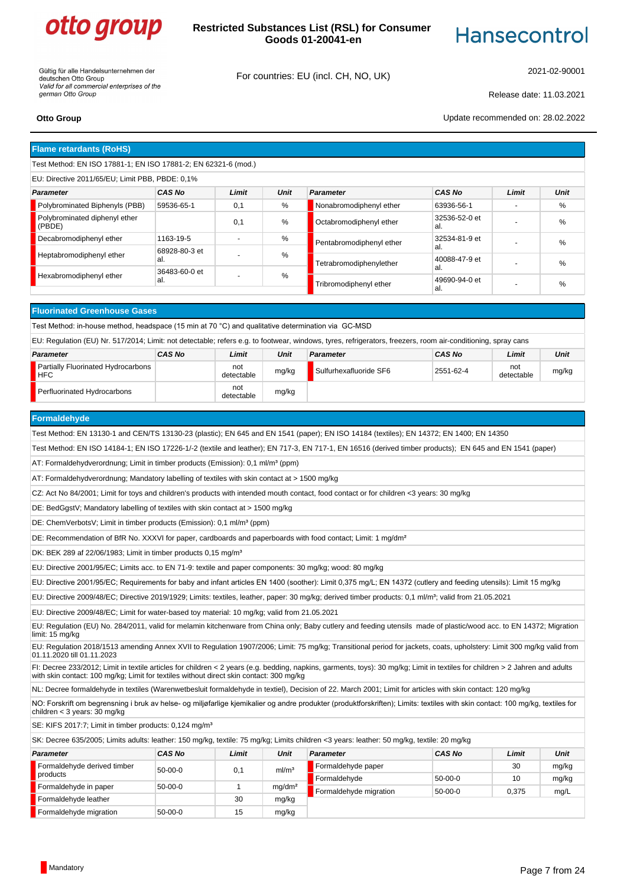otto group

**Restricted Substances List (RSL) for Consumer Goods 01-20041-en**

Hansecontrol

Gültig für alle Handelsunternehmen der deutschen Otto Group
*Valid for all commercial enterprises of the german Otto Group*

For countries: EU (incl. CH, NO, UK)

2021-02-90001

Release date: 11.03.2021

**Otto Group**

Update recommended on: 28.02.2022

## Flame retardants (RoHS)

Test Method: EN ISO 17881-1; EN ISO 17881-2; EN 62321-6 (mod.)

EU: Directive 2011/65/EU; Limit PBB, PBDE: 0,1%

| Parameter | CAS No | Limit | Unit | Parameter | CAS No | Limit | Unit |
|---|---|---|---|---|---|---|---|
| Polybrominated Biphenyls (PBB) | 59536-65-1 | 0,1 | % | Nonabromodiphenyl ether | 63936-56-1 | - | % |
| Polybrominated diphenyl ether (PBDE) | | 0,1 | % | Octabromodiphenyl ether | 32536-52-0 et al. | - | % |
| Decabromodiphenyl ether | 1163-19-5 | - | % | Pentabromodiphenyl ether | 32534-81-9 et al. | - | % |
| Heptabromodiphenyl ether | 68928-80-3 et al. | - | % | Tetrabromodiphenylether | 40088-47-9 et al. | - | % |
| Hexabromodiphenyl ether | 36483-60-0 et al. | - | % | Tribromodiphenyl ether | 49690-94-0 et al. | - | % |

## Fluorinated Greenhouse Gases

Test Method: in-house method, headspace (15 min at 70 °C) and qualitative determination via GC-MSD

EU: Regulation (EU) Nr. 517/2014; Limit: not detectable; refers e.g. to footwear, windows, tyres, refrigerators, freezers, room air-conditioning, spray cans

| Parameter | CAS No | Limit | Unit | Parameter | CAS No | Limit | Unit |
|---|---|---|---|---|---|---|---|
| Partially Fluorinated Hydrocarbons HFC | | not detectable | mg/kg | Sulfurhexafluoride SF6 | 2551-62-4 | not detectable | mg/kg |
| Perfluorinated Hydrocarbons | | not detectable | mg/kg | | | | |

## Formaldehyde

Test Method: EN 13130-1 and CEN/TS 13130-23 (plastic); EN 645 and EN 1541 (paper); EN ISO 14184 (textiles); EN 14372; EN 1400; EN 14350

Test Method: EN ISO 14184-1; EN ISO 17226-1/-2 (textile and leather); EN 717-3, EN 717-1, EN 16516 (derived timber products); EN 645 and EN 1541 (paper)

AT: Formaldehydverordnung; Limit in timber products (Emission): 0,1 ml/m³ (ppm)

AT: Formaldehydverordnung; Mandatory labelling of textiles with skin contact at > 1500 mg/kg

CZ: Act No 84/2001; Limit for toys and children's products with intended mouth contact, food contact or for children <3 years: 30 mg/kg

DE: BedGgstV; Mandatory labelling of textiles with skin contact at > 1500 mg/kg

DE: ChemVerbotsV; Limit in timber products (Emission): 0,1 ml/m³ (ppm)

DE: Recommendation of BfR No. XXXVI for paper, cardboards and paperboards with food contact; Limit: 1 mg/dm²

DK: BEK 289 af 22/06/1983; Limit in timber products 0,15 mg/m³

EU: Directive 2001/95/EC; Limits acc. to EN 71-9: textile and paper components: 30 mg/kg; wood: 80 mg/kg

EU: Directive 2001/95/EC; Requirements for baby and infant articles EN 1400 (soother): Limit 0,375 mg/L; EN 14372 (cutlery and feeding utensils): Limit 15 mg/kg

EU: Directive 2009/48/EC; Directive 2019/1929; Limits: textiles, leather, paper: 30 mg/kg; derived timber products: 0,1 ml/m³; valid from 21.05.2021

EU: Directive 2009/48/EC; Limit for water-based toy material: 10 mg/kg; valid from 21.05.2021

EU: Regulation (EU) No. 284/2011, valid for melamin kitchenware from China only; Baby cutlery and feeding utensils made of plastic/wood acc. to EN 14372; Migration limit: 15 mg/kg

EU: Regulation 2018/1513 amending Annex XVII to Regulation 1907/2006; Limit: 75 mg/kg; Transitional period for jackets, coats, upholstery: Limit 300 mg/kg valid from 01.11.2020 till 01.11.2023

FI: Decree 233/2012; Limit in textile articles for children < 2 years (e.g. bedding, napkins, garments, toys): 30 mg/kg; Limit in textiles for children > 2 Jahren and adults with skin contact: 100 mg/kg; Limit for textiles without direct skin contact: 300 mg/kg

NL: Decree formaldehyde in textiles (Warenwetbesluit formaldehyde in textiel), Decision of 22. March 2001; Limit for articles with skin contact: 120 mg/kg

NO: Forskrift om begrensning i bruk av helse- og miljøfarlige kjemikalier og andre produkter (produktforskriften); Limits: textiles with skin contact: 100 mg/kg, textiles for children < 3 years: 30 mg/kg

SE: KIFS 2017:7; Limit in timber products: 0,124 mg/m³

SK: Decree 635/2005; Limits adults: leather: 150 mg/kg, textile: 75 mg/kg; Limits children <3 years: leather: 50 mg/kg, textile: 20 mg/kg

| Parameter | CAS No | Limit | Unit | Parameter | CAS No | Limit | Unit |
|---|---|---|---|---|---|---|---|
| Formaldehyde derived timber products | 50-00-0 | 0,1 | ml/m³ | Formaldehyde paper | | 30 | mg/kg |
| | | | | Formaldehyde | 50-00-0 | 10 | mg/kg |
| Formaldehyde in paper | 50-00-0 | 1 | mg/dm² | Formaldehyde migration | 50-00-0 | 0,375 | mg/L |
| Formaldehyde leather | | 30 | mg/kg | | | | |
| Formaldehyde migration | 50-00-0 | 15 | mg/kg | | | | |

Mandatory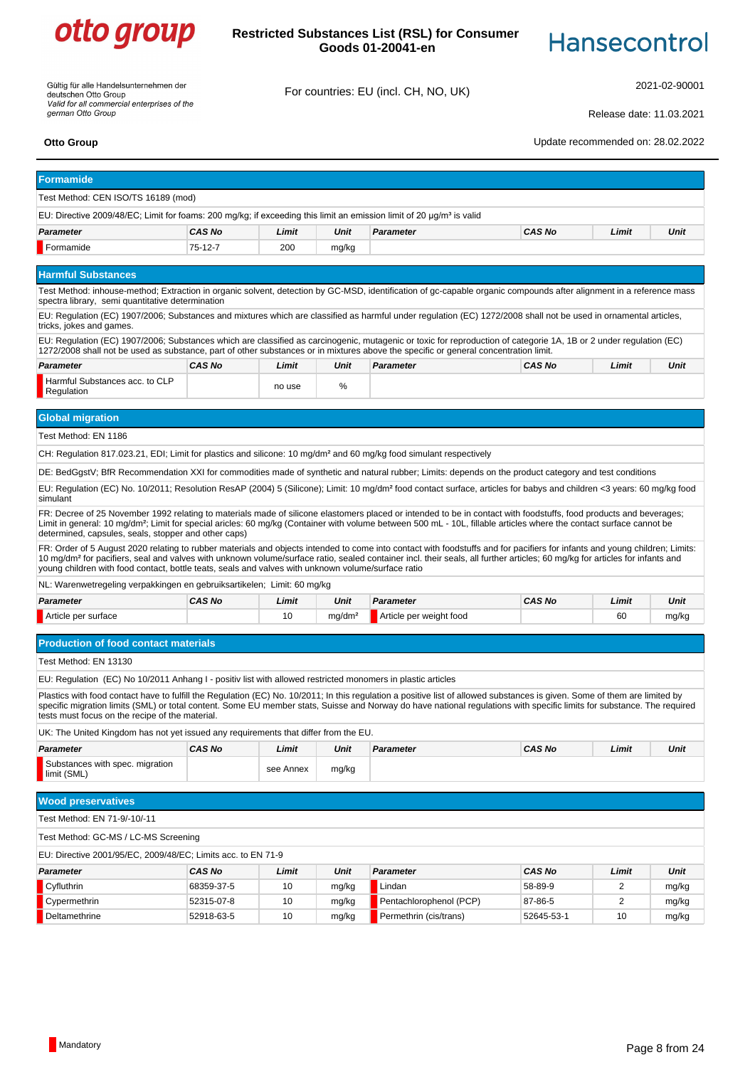## Formamide

Test Method: CEN ISO/TS 16189 (mod)

EU: Directive 2009/48/EC; Limit for foams: 200 mg/kg; if exceeding this limit an emission limit of 20 µg/m³ is valid

| Parameter | CAS No | Limit | Unit | Parameter | CAS No | Limit | Unit |
|---|---|---|---|---|---|---|---|
| Formamide | 75-12-7 | 200 | mg/kg | | | | |

## Harmful Substances

Test Method: inhouse-method; Extraction in organic solvent, detection by GC-MSD, identification of gc-capable organic compounds after alignment in a reference mass spectra library, semi quantitative determination

EU: Regulation (EC) 1907/2006; Substances and mixtures which are classified as harmful under regulation (EC) 1272/2008 shall not be used in ornamental articles, tricks, jokes and games.

EU: Regulation (EC) 1907/2006; Substances which are classified as carcinogenic, mutagenic or toxic for reproduction of categorie 1A, 1B or 2 under regulation (EC) 1272/2008 shall not be used as substance, part of other substances or in mixtures above the specific or general concentration limit.

| Parameter | CAS No | Limit | Unit | Parameter | CAS No | Limit | Unit |
|---|---|---|---|---|---|---|---|
| Harmful Substances acc. to CLP Regulation | | no use | % | | | | |

## Global migration

Test Method: EN 1186

CH: Regulation 817.023.21, EDI; Limit for plastics and silicone: 10 mg/dm² and 60 mg/kg food simulant respectively

DE: BedGgstV; BfR Recommendation XXI for commodities made of synthetic and natural rubber; Limits: depends on the product category and test conditions

EU: Regulation (EC) No. 10/2011; Resolution ResAP (2004) 5 (Silicone); Limit: 10 mg/dm² food contact surface, articles for babys and children <3 years: 60 mg/kg food simulant

FR: Decree of 25 November 1992 relating to materials made of silicone elastomers placed or intended to be in contact with foodstuffs, food products and beverages; Limit in general: 10 mg/dm²; Limit for special aricles: 60 mg/kg (Container with volume between 500 mL - 10L, fillable articles where the contact surface cannot be determined, capsules, seals, stopper and other caps)

FR: Order of 5 August 2020 relating to rubber materials and objects intended to come into contact with foodstuffs and for pacifiers for infants and young children; Limits: 10 mg/dm² for pacifiers, seal and valves with unknown volume/surface ratio, sealed container incl. their seals, all further articles; 60 mg/kg for articles for infants and young children with food contact, bottle teats, seals and valves with unknown volume/surface ratio

NL: Warenwetregeling verpakkingen en gebruiksartikelen; Limit: 60 mg/kg

| Parameter | CAS No | Limit | Unit | Parameter | CAS No | Limit | Unit |
|---|---|---|---|---|---|---|---|
| Article per surface | | 10 | mg/dm² | Article per weight food | | 60 | mg/kg |

## Production of food contact materials

Test Method: EN 13130

EU: Regulation (EC) No 10/2011 Anhang I - positiv list with allowed restricted monomers in plastic articles

Plastics with food contact have to fulfill the Regulation (EC) No. 10/2011; In this regulation a positive list of allowed substances is given. Some of them are limited by specific migration limits (SML) or total content. Some EU member stats, Suisse and Norway do have national regulations with specific limits for substance. The required tests must focus on the recipe of the material.

UK: The United Kingdom has not yet issued any requirements that differ from the EU.

| Parameter | CAS No | Limit | Unit | Parameter | CAS No | Limit | Unit |
|---|---|---|---|---|---|---|---|
| Substances with spec. migration limit (SML) | | see Annex | mg/kg | | | | |

## Wood preservatives

Test Method: EN 71-9/-10/-11

Test Method: GC-MS / LC-MS Screening

EU: Directive 2001/95/EC, 2009/48/EC; Limits acc. to EN 71-9

| Parameter | CAS No | Limit | Unit | Parameter | CAS No | Limit | Unit |
|---|---|---|---|---|---|---|---|
| Cyfluthrin | 68359-37-5 | 10 | mg/kg | Lindan | 58-89-9 | 2 | mg/kg |
| Cypermethrin | 52315-07-8 | 10 | mg/kg | Pentachlorophenol (PCP) | 87-86-5 | 2 | mg/kg |
| Deltamethrine | 52918-63-5 | 10 | mg/kg | Permethrin (cis/trans) | 52645-53-1 | 10 | mg/kg |

Mandatory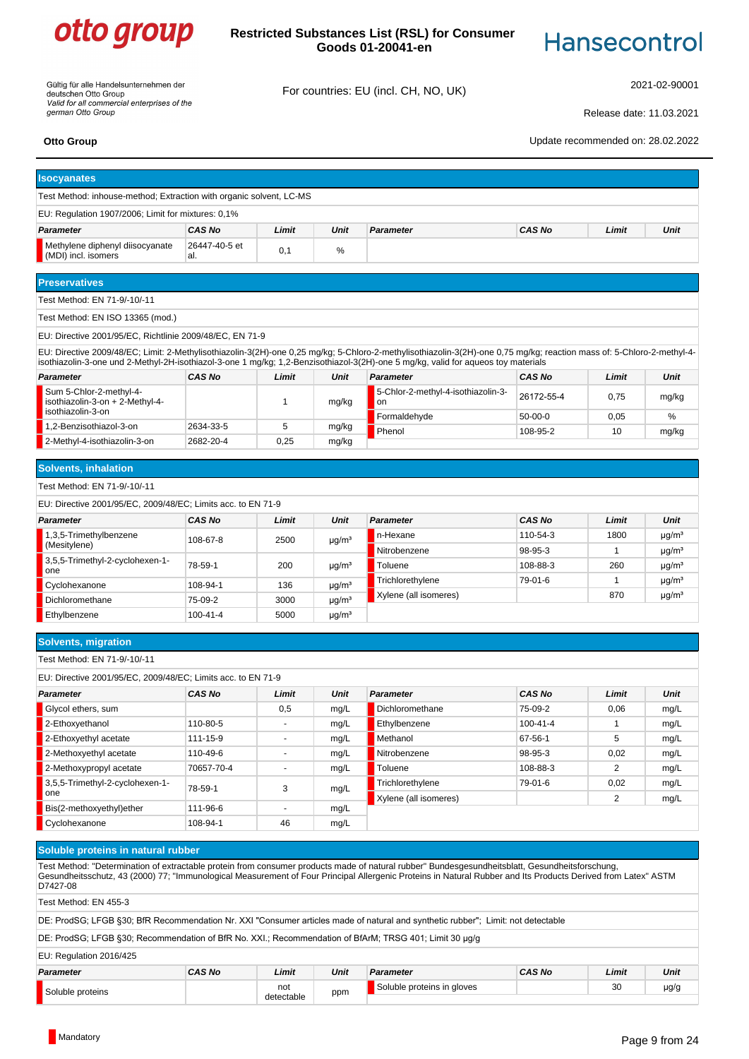## Isocyanates

Test Method: inhouse-method; Extraction with organic solvent, LC-MS

EU: Regulation 1907/2006; Limit for mixtures: 0,1%

| Parameter | CAS No | Limit | Unit | Parameter | CAS No | Limit | Unit |
|---|---|---|---|---|---|---|---|
| Methylene diphenyl diisocyanate (MDI) incl. isomers | 26447-40-5 et al. | 0,1 | % | | | | |

## Preservatives

Test Method: EN 71-9/-10/-11

Test Method: EN ISO 13365 (mod.)

EU: Directive 2001/95/EC, Richtlinie 2009/48/EC, EN 71-9

EU: Directive 2009/48/EC; Limit: 2-Methylisothiazolin-3(2H)-one 0,25 mg/kg; 5-Chloro-2-methylisothiazolin-3(2H)-one 0,75 mg/kg; reaction mass of: 5-Chloro-2-methyl-4-isothiazolin-3-one und 2-Methyl-2H-isothiazol-3-one 1 mg/kg; 1,2-Benzisothiazol-3(2H)-one 5 mg/kg, valid for aqueos toy materials

| Parameter | CAS No | Limit | Unit | Parameter | CAS No | Limit | Unit |
|---|---|---|---|---|---|---|---|
| Sum 5-Chlor-2-methyl-4-isothiazolin-3-on + 2-Methyl-4-isothiazolin-3-on | | 1 | mg/kg | 5-Chlor-2-methyl-4-isothiazolin-3-on | 26172-55-4 | 0,75 | mg/kg |
| | | | | Formaldehyde | 50-00-0 | 0,05 | % |
| 1,2-Benzisothiazol-3-on | 2634-33-5 | 5 | mg/kg | Phenol | 108-95-2 | 10 | mg/kg |
| 2-Methyl-4-isothiazolin-3-on | 2682-20-4 | 0,25 | mg/kg | | | | |

## Solvents, inhalation

Test Method: EN 71-9/-10/-11

EU: Directive 2001/95/EC, 2009/48/EC; Limits acc. to EN 71-9

| Parameter | CAS No | Limit | Unit | Parameter | CAS No | Limit | Unit |
|---|---|---|---|---|---|---|---|
| 1,3,5-Trimethylbenzene (Mesitylene) | 108-67-8 | 2500 | µg/m³ | n-Hexane | 110-54-3 | 1800 | µg/m³ |
| | | | | Nitrobenzene | 98-95-3 | 1 | µg/m³ |
| 3,5,5-Trimethyl-2-cyclohexen-1-one | 78-59-1 | 200 | µg/m³ | Toluene | 108-88-3 | 260 | µg/m³ |
| | | | | Trichlorethylene | 79-01-6 | 1 | µg/m³ |
| Cyclohexanone | 108-94-1 | 136 | µg/m³ | Xylene (all isomeres) | | 870 | µg/m³ |
| Dichloromethane | 75-09-2 | 3000 | µg/m³ | | | | |
| Ethylbenzene | 100-41-4 | 5000 | µg/m³ | | | | |

## Solvents, migration

Test Method: EN 71-9/-10/-11

EU: Directive 2001/95/EC, 2009/48/EC; Limits acc. to EN 71-9

| Parameter | CAS No | Limit | Unit | Parameter | CAS No | Limit | Unit |
|---|---|---|---|---|---|---|---|
| Glycol ethers, sum | | 0,5 | mg/L | Dichloromethane | 75-09-2 | 0,06 | mg/L |
| 2-Ethoxyethanol | 110-80-5 | - | mg/L | Ethylbenzene | 100-41-4 | 1 | mg/L |
| 2-Ethoxyethyl acetate | 111-15-9 | - | mg/L | Methanol | 67-56-1 | 5 | mg/L |
| 2-Methoxyethyl acetate | 110-49-6 | - | mg/L | Nitrobenzene | 98-95-3 | 0,02 | mg/L |
| 2-Methoxypropyl acetate | 70657-70-4 | - | mg/L | Toluene | 108-88-3 | 2 | mg/L |
| 3,5,5-Trimethyl-2-cyclohexen-1-one | 78-59-1 | 3 | mg/L | Trichlorethylene | 79-01-6 | 0,02 | mg/L |
| | | | | Xylene (all isomeres) | | 2 | mg/L |
| Bis(2-methoxyethyl)ether | 111-96-6 | - | mg/L | | | | |
| Cyclohexanone | 108-94-1 | 46 | mg/L | | | | |

## Soluble proteins in natural rubber

Test Method: "Determination of extractable protein from consumer products made of natural rubber" Bundesgesundheitsblatt, Gesundheitsforschung, Gesundheitsschutz, 43 (2000) 77; "Immunological Measurement of Four Principal Allergenic Proteins in Natural Rubber and Its Products Derived from Latex" ASTM D7427-08

Test Method: EN 455-3

DE: ProdSG; LFGB §30; BfR Recommendation Nr. XXI "Consumer articles made of natural and synthetic rubber"; Limit: not detectable

DE: ProdSG; LFGB §30; Recommendation of BfR No. XXI.; Recommendation of BfArM; TRSG 401; Limit 30 µg/g

EU: Regulation 2016/425

| Parameter | CAS No | Limit | Unit | Parameter | CAS No | Limit | Unit |
|---|---|---|---|---|---|---|---|
| Soluble proteins | | not detectable | ppm | Soluble proteins in gloves | | 30 | µg/g |

Mandatory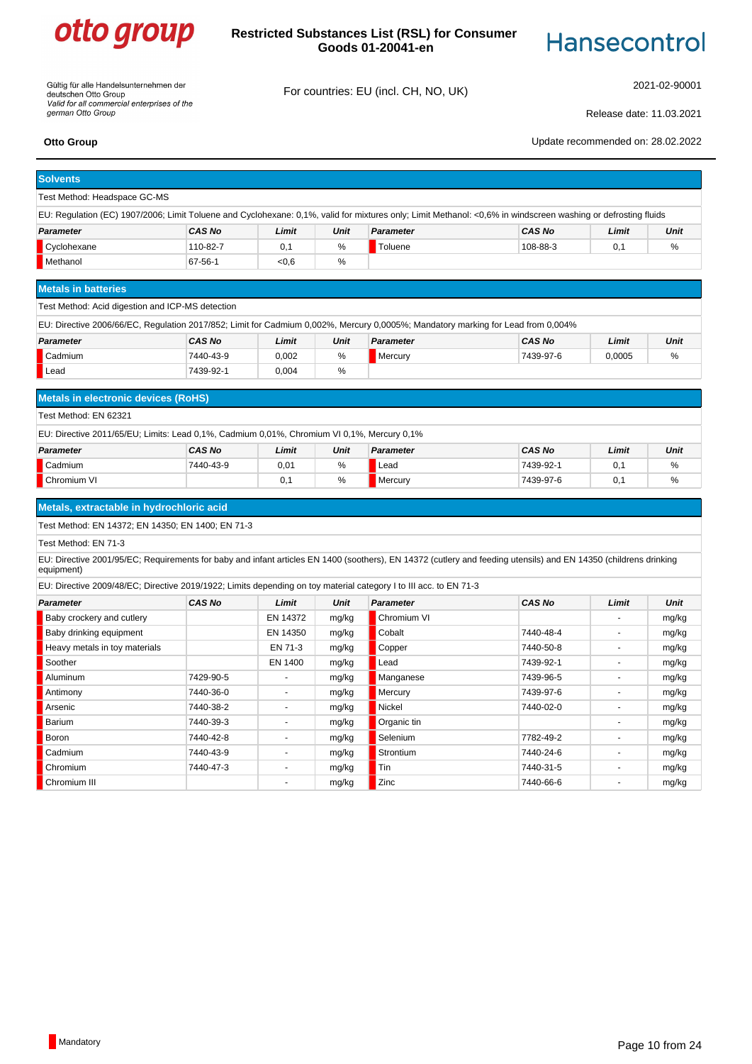**otto group** | **Restricted Substances List (RSL) for Consumer Goods 01-20041-en** | **Hansecontrol**

Gültig für alle Handelsunternehmen der deutschen Otto Group
*Valid for all commercial enterprises of the german Otto Group*

For countries: EU (incl. CH, NO, UK)

2021-02-90001

Release date: 11.03.2021

**Otto Group**

Update recommended on: 28.02.2022

## Solvents

Test Method: Headspace GC-MS

EU: Regulation (EC) 1907/2006; Limit Toluene and Cyclohexane: 0,1%, valid for mixtures only; Limit Methanol: <0,6% in windscreen washing or defrosting fluids

| *Parameter* | *CAS No* | *Limit* | *Unit* | *Parameter* | *CAS No* | *Limit* | *Unit* |
|---|---|---|---|---|---|---|---|
| Cyclohexane | 110-82-7 | 0,1 | % | Toluene | 108-88-3 | 0,1 | % |
| Methanol | 67-56-1 | <0,6 | % | | | | |

## Metals in batteries

Test Method: Acid digestion and ICP-MS detection

EU: Directive 2006/66/EC, Regulation 2017/852; Limit for Cadmium 0,002%, Mercury 0,0005%; Mandatory marking for Lead from 0,004%

| *Parameter* | *CAS No* | *Limit* | *Unit* | *Parameter* | *CAS No* | *Limit* | *Unit* |
|---|---|---|---|---|---|---|---|
| Cadmium | 7440-43-9 | 0,002 | % | Mercury | 7439-97-6 | 0,0005 | % |
| Lead | 7439-92-1 | 0,004 | % | | | | |

## Metals in electronic devices (RoHS)

Test Method: EN 62321

EU: Directive 2011/65/EU; Limits: Lead 0,1%, Cadmium 0,01%, Chromium VI 0,1%, Mercury 0,1%

| *Parameter* | *CAS No* | *Limit* | *Unit* | *Parameter* | *CAS No* | *Limit* | *Unit* |
|---|---|---|---|---|---|---|---|
| Cadmium | 7440-43-9 | 0,01 | % | Lead | 7439-92-1 | 0,1 | % |
| Chromium VI | | 0,1 | % | Mercury | 7439-97-6 | 0,1 | % |

## Metals, extractable in hydrochloric acid

Test Method: EN 14372; EN 14350; EN 1400; EN 71-3

Test Method: EN 71-3

EU: Directive 2001/95/EC; Requirements for baby and infant articles EN 1400 (soothers), EN 14372 (cutlery and feeding utensils) and EN 14350 (childrens drinking equipment)

EU: Directive 2009/48/EC; Directive 2019/1922; Limits depending on toy material category I to III acc. to EN 71-3

| *Parameter* | *CAS No* | *Limit* | *Unit* | *Parameter* | *CAS No* | *Limit* | *Unit* |
|---|---|---|---|---|---|---|---|
| Baby crockery and cutlery | | EN 14372 | mg/kg | Chromium VI | | - | mg/kg |
| Baby drinking equipment | | EN 14350 | mg/kg | Cobalt | 7440-48-4 | - | mg/kg |
| Heavy metals in toy materials | | EN 71-3 | mg/kg | Copper | 7440-50-8 | - | mg/kg |
| Soother | | EN 1400 | mg/kg | Lead | 7439-92-1 | - | mg/kg |
| Aluminum | 7429-90-5 | - | mg/kg | Manganese | 7439-96-5 | - | mg/kg |
| Antimony | 7440-36-0 | - | mg/kg | Mercury | 7439-97-6 | - | mg/kg |
| Arsenic | 7440-38-2 | - | mg/kg | Nickel | 7440-02-0 | - | mg/kg |
| Barium | 7440-39-3 | - | mg/kg | Organic tin | | - | mg/kg |
| Boron | 7440-42-8 | - | mg/kg | Selenium | 7782-49-2 | - | mg/kg |
| Cadmium | 7440-43-9 | - | mg/kg | Strontium | 7440-24-6 | - | mg/kg |
| Chromium | 7440-47-3 | - | mg/kg | Tin | 7440-31-5 | - | mg/kg |
| Chromium III | | - | mg/kg | Zinc | 7440-66-6 | - | mg/kg |

Mandatory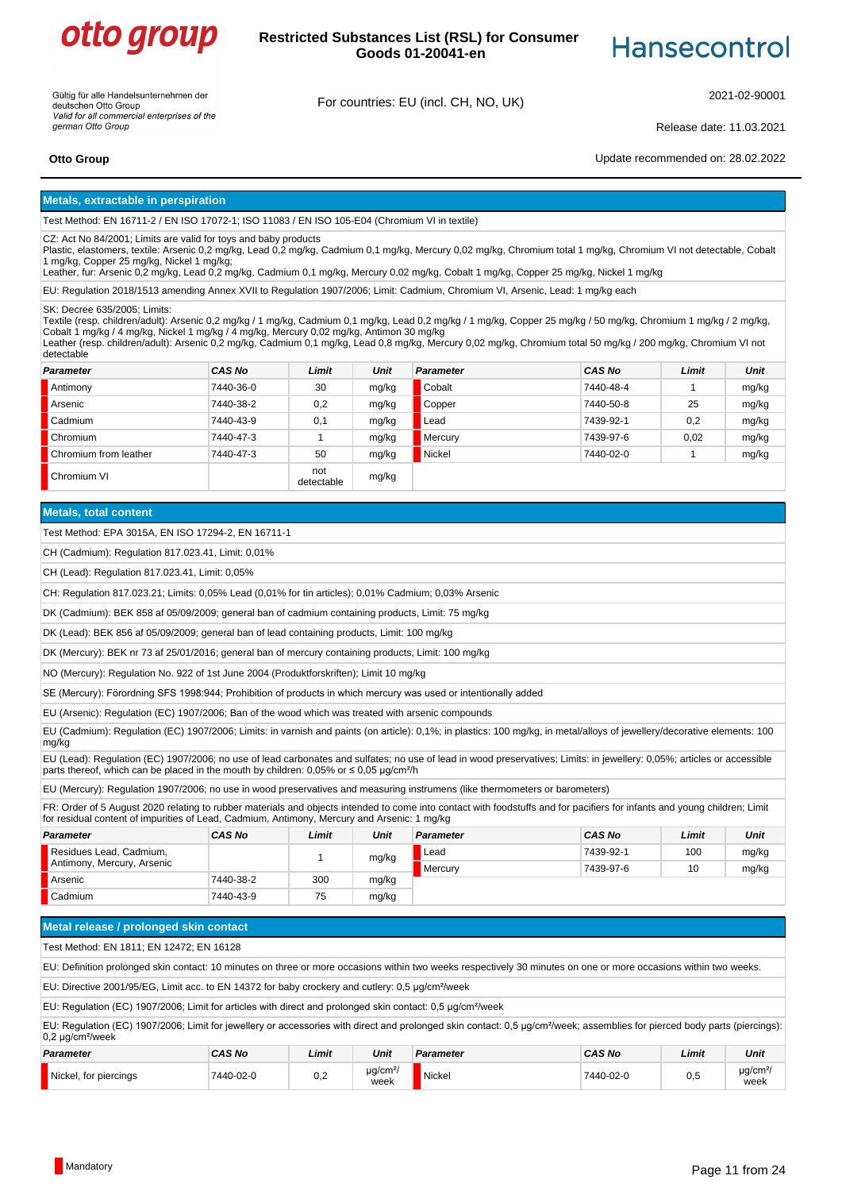## Metals, extractable in perspiration

Test Method: EN 16711-2 / EN ISO 17072-1; ISO 11083 / EN ISO 105-E04 (Chromium VI in textile)

CZ: Act No 84/2001; Limits are valid for toys and baby products
Plastic, elastomers, textile: Arsenic 0,2 mg/kg, Lead 0,2 mg/kg, Cadmium 0,1 mg/kg, Mercury 0,02 mg/kg, Chromium total 1 mg/kg, Chromium VI not detectable, Cobalt 1 mg/kg, Copper 25 mg/kg, Nickel 1 mg/kg;
Leather, fur: Arsenic 0,2 mg/kg, Lead 0,2 mg/kg, Cadmium 0,1 mg/kg, Mercury 0,02 mg/kg, Cobalt 1 mg/kg, Copper 25 mg/kg, Nickel 1 mg/kg

EU: Regulation 2018/1513 amending Annex XVII to Regulation 1907/2006; Limit: Cadmium, Chromium VI, Arsenic, Lead: 1 mg/kg each

SK: Decree 635/2005; Limits:
Textile (resp. children/adult): Arsenic 0,2 mg/kg / 1 mg/kg, Cadmium 0,1 mg/kg, Lead 0,2 mg/kg / 1 mg/kg, Copper 25 mg/kg / 50 mg/kg, Chromium 1 mg/kg / 2 mg/kg, Cobalt 1 mg/kg / 4 mg/kg, Nickel 1 mg/kg / 4 mg/kg, Mercury 0,02 mg/kg, Antimon 30 mg/kg
Leather (resp. children/adult): Arsenic 0,2 mg/kg, Cadmium 0,1 mg/kg, Lead 0,8 mg/kg, Mercury 0,02 mg/kg, Chromium total 50 mg/kg / 200 mg/kg, Chromium VI not detectable

| Parameter | CAS No | Limit | Unit | Parameter | CAS No | Limit | Unit |
|---|---|---|---|---|---|---|---|
| Antimony | 7440-36-0 | 30 | mg/kg | Cobalt | 7440-48-4 | 1 | mg/kg |
| Arsenic | 7440-38-2 | 0,2 | mg/kg | Copper | 7440-50-8 | 25 | mg/kg |
| Cadmium | 7440-43-9 | 0,1 | mg/kg | Lead | 7439-92-1 | 0,2 | mg/kg |
| Chromium | 7440-47-3 | 1 | mg/kg | Mercury | 7439-97-6 | 0,02 | mg/kg |
| Chromium from leather | 7440-47-3 | 50 | mg/kg | Nickel | 7440-02-0 | 1 | mg/kg |
| Chromium VI | | not detectable | mg/kg | | | | |

## Metals, total content

Test Method: EPA 3015A, EN ISO 17294-2, EN 16711-1

CH (Cadmium): Regulation 817.023.41, Limit: 0,01%

CH (Lead): Regulation 817.023.41, Limit: 0,05%

CH: Regulation 817.023.21; Limits: 0,05% Lead (0,01% for tin articles); 0,01% Cadmium; 0,03% Arsenic

DK (Cadmium): BEK 858 af 05/09/2009; general ban of cadmium containing products, Limit: 75 mg/kg

DK (Lead): BEK 856 af 05/09/2009; general ban of lead containing products, Limit: 100 mg/kg

DK (Mercury): BEK nr 73 af 25/01/2016; general ban of mercury containing products, Limit: 100 mg/kg

NO (Mercury): Regulation No. 922 of 1st June 2004 (Produktforskriften); Limit 10 mg/kg

SE (Mercury): Förordning SFS 1998:944; Prohibition of products in which mercury was used or intentionally added

EU (Arsenic): Regulation (EC) 1907/2006; Ban of the wood which was treated with arsenic compounds

EU (Cadmium): Regulation (EC) 1907/2006; Limits: in varnish and paints (on article): 0,1%; in plastics: 100 mg/kg, in metal/alloys of jewellery/decorative elements: 100 mg/kg

EU (Lead): Regulation (EC) 1907/2006; no use of lead carbonates and sulfates; no use of lead in wood preservatives; Limits: in jewellery: 0,05%; articles or accessible parts thereof, which can be placed in the mouth by children: 0,05% or ≤ 0,05 µg/cm²/h

EU (Mercury): Regulation 1907/2006; no use in wood preservatives and measuring instrumens (like thermometers or barometers)

FR: Order of 5 August 2020 relating to rubber materials and objects intended to come into contact with foodstuffs and for pacifiers for infants and young children; Limit for residual content of impurities of Lead, Cadmium, Antimony, Mercury and Arsenic: 1 mg/kg

| Parameter | CAS No | Limit | Unit | Parameter | CAS No | Limit | Unit |
|---|---|---|---|---|---|---|---|
| Residues Lead, Cadmium, Antimony, Mercury, Arsenic | | 1 | mg/kg | Lead | 7439-92-1 | 100 | mg/kg |
| | | | | Mercury | 7439-97-6 | 10 | mg/kg |
| Arsenic | 7440-38-2 | 300 | mg/kg | | | | |
| Cadmium | 7440-43-9 | 75 | mg/kg | | | | |

## Metal release / prolonged skin contact

Test Method: EN 1811; EN 12472; EN 16128

EU: Definition prolonged skin contact: 10 minutes on three or more occasions within two weeks respectively 30 minutes on one or more occasions within two weeks.

EU: Directive 2001/95/EG, Limit acc. to EN 14372 for baby crockery and cutlery: 0,5 µg/cm²/week

EU: Regulation (EC) 1907/2006; Limit for articles with direct and prolonged skin contact: 0,5 µg/cm²/week

EU: Regulation (EC) 1907/2006; Limit for jewellery or accessories with direct and prolonged skin contact: 0,5 µg/cm²/week; assemblies for pierced body parts (piercings): 0,2 µg/cm²/week

| Parameter | CAS No | Limit | Unit | Parameter | CAS No | Limit | Unit |
|---|---|---|---|---|---|---|---|
| Nickel, for piercings | 7440-02-0 | 0,2 | µg/cm²/week | Nickel | 7440-02-0 | 0,5 | µg/cm²/week |

Mandatory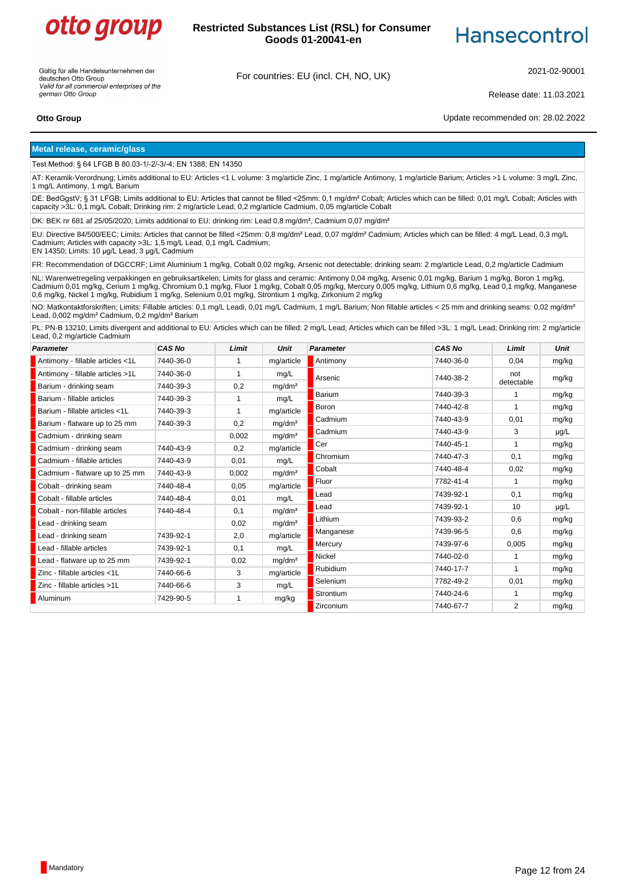## Metal release, ceramic/glass

Test Method: § 64 LFGB B 80.03-1/-2/-3/-4; EN 1388; EN 14350

AT: Keramik-Verordnung; Limits additional to EU: Articles <1 L volume: 3 mg/article Zinc, 1 mg/article Antimony, 1 mg/article Barium; Articles >1 L volume: 3 mg/L Zinc, 1 mg/L Antimony, 1 mg/L Barium

DE: BedGgstV; § 31 LFGB; Limits additional to EU: Articles that cannot be filled <25mm: 0,1 mg/dm² Cobalt; Articles which can be filled: 0,01 mg/L Cobalt; Articles with capacity >3L: 0,1 mg/L Cobalt; Drinking rim: 2 mg/article Lead, 0,2 mg/article Cadmium, 0,05 mg/article Cobalt

DK: BEK nr 681 af 25/05/2020; Limits additional to EU: drinking rim: Lead 0,8 mg/dm², Cadmium 0,07 mg/dm²

EU: Directive 84/500/EEC; Limits: Articles that cannot be filled <25mm: 0,8 mg/dm² Lead, 0,07 mg/dm² Cadmium; Articles which can be filled: 4 mg/L Lead, 0,3 mg/L Cadmium; Articles with capacity >3L: 1,5 mg/L Lead, 0,1 mg/L Cadmium;
EN 14350; Limits: 10 µg/L Lead, 3 µg/L Cadmium

FR: Recommendation of DGCCRF; Limit Aluminium 1 mg/kg, Cobalt 0,02 mg/kg, Arsenic not detectable; drinking seam: 2 mg/article Lead, 0,2 mg/article Cadmium

NL: Warenwetregeling verpakkingen en gebruiksartikelen; Limits for glass and ceramic: Antimony 0,04 mg/kg, Arsenic 0,01 mg/kg, Barium 1 mg/kg, Boron 1 mg/kg, Cadmium 0,01 mg/kg, Cerium 1 mg/kg, Chromium 0,1 mg/kg, Fluor 1 mg/kg, Cobalt 0,05 mg/kg, Mercury 0,005 mg/kg, Lithium 0,6 mg/kg, Lead 0,1 mg/kg, Manganese 0,6 mg/kg, Nickel 1 mg/kg, Rubidium 1 mg/kg, Selenium 0,01 mg/kg, Strontium 1 mg/kg, Zirkonium 2 mg/kg

NO: Matkontaktforskriften; Limits: Fillable articles: 0,1 mg/L Leadi, 0,01 mg/L Cadmium, 1 mg/L Barium; Non fillable articles < 25 mm and drinking seams: 0,02 mg/dm² Lead, 0,002 mg/dm² Cadmium, 0,2 mg/dm² Barium

PL: PN-B 13210; Limits divergent and additional to EU: Articles which can be filled: 2 mg/L Lead; Articles which can be filled >3L: 1 mg/L Lead; Drinking rim: 2 mg/article Lead, 0,2 mg/article Cadmium

| Parameter | CAS No | Limit | Unit |
|---|---|---|---|
| Antimony - fillable articles <1L | 7440-36-0 | 1 | mg/article |
| Antimony - fillable articles >1L | 7440-36-0 | 1 | mg/L |
| Barium - drinking seam | 7440-39-3 | 0,2 | mg/dm² |
| Barium - fillable articles | 7440-39-3 | 1 | mg/L |
| Barium - fillable articles <1L | 7440-39-3 | 1 | mg/article |
| Barium - flatware up to 25 mm | 7440-39-3 | 0,2 | mg/dm² |
| Cadmium - drinking seam | | 0,002 | mg/dm² |
| Cadmium - drinking seam | 7440-43-9 | 0,2 | mg/article |
| Cadmium - fillable articles | 7440-43-9 | 0,01 | mg/L |
| Cadmium - flatware up to 25 mm | 7440-43-9 | 0,002 | mg/dm² |
| Cobalt - drinking seam | 7440-48-4 | 0,05 | mg/article |
| Cobalt - fillable articles | 7440-48-4 | 0,01 | mg/L |
| Cobalt - non-fillable articles | 7440-48-4 | 0,1 | mg/dm² |
| Lead - drinking seam | | 0,02 | mg/dm² |
| Lead - drinking seam | 7439-92-1 | 2,0 | mg/article |
| Lead - fillable articles | 7439-92-1 | 0,1 | mg/L |
| Lead - flatware up to 25 mm | 7439-92-1 | 0,02 | mg/dm² |
| Zinc - fillable articles <1L | 7440-66-6 | 3 | mg/article |
| Zinc - fillable articles >1L | 7440-66-6 | 3 | mg/L |
| Aluminum | 7429-90-5 | 1 | mg/kg |

| Parameter | CAS No | Limit | Unit |
|---|---|---|---|
| Antimony | 7440-36-0 | 0,04 | mg/kg |
| Arsenic | 7440-38-2 | not detectable | mg/kg |
| Barium | 7440-39-3 | 1 | mg/kg |
| Boron | 7440-42-8 | 1 | mg/kg |
| Cadmium | 7440-43-9 | 0,01 | mg/kg |
| Cadmium | 7440-43-9 | 3 | µg/L |
| Cer | 7440-45-1 | 1 | mg/kg |
| Chromium | 7440-47-3 | 0,1 | mg/kg |
| Cobalt | 7440-48-4 | 0,02 | mg/kg |
| Fluor | 7782-41-4 | 1 | mg/kg |
| Lead | 7439-92-1 | 0,1 | mg/kg |
| Lead | 7439-92-1 | 10 | µg/L |
| Lithium | 7439-93-2 | 0,6 | mg/kg |
| Manganese | 7439-96-5 | 0,6 | mg/kg |
| Mercury | 7439-97-6 | 0,005 | mg/kg |
| Nickel | 7440-02-0 | 1 | mg/kg |
| Rubidium | 7440-17-7 | 1 | mg/kg |
| Selenium | 7782-49-2 | 0,01 | mg/kg |
| Strontium | 7440-24-6 | 1 | mg/kg |
| Zirconium | 7440-67-7 | 2 | mg/kg |

Mandatory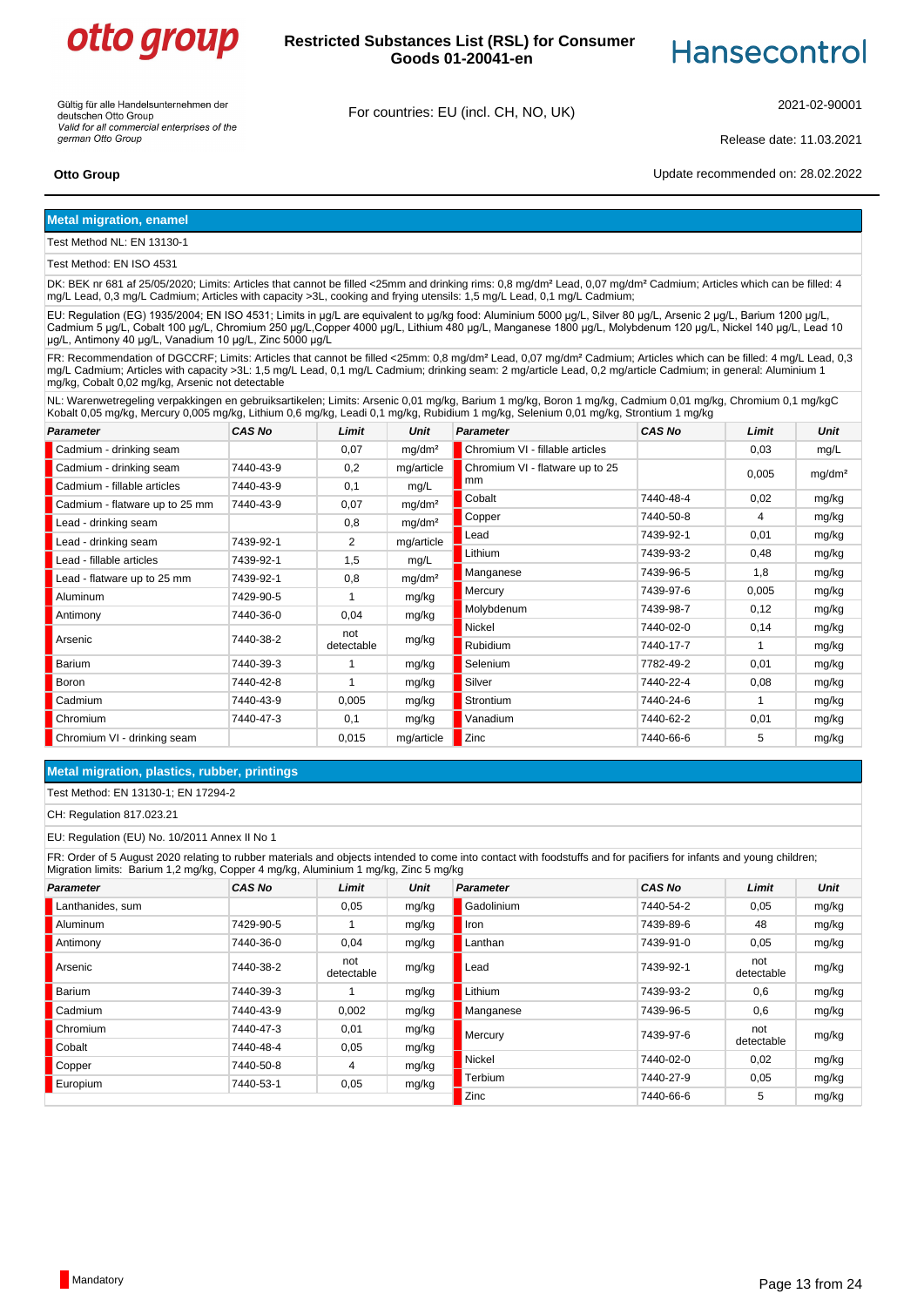## Metal migration, enamel

Test Method NL: EN 13130-1

Test Method: EN ISO 4531

DK: BEK nr 681 af 25/05/2020; Limits: Articles that cannot be filled <25mm and drinking rims: 0,8 mg/dm² Lead, 0,07 mg/dm² Cadmium; Articles which can be filled: 4 mg/L Lead, 0,3 mg/L Cadmium; Articles with capacity >3L, cooking and frying utensils: 1,5 mg/L Lead, 0,1 mg/L Cadmium;

EU: Regulation (EG) 1935/2004; EN ISO 4531; Limits in µg/L are equivalent to µg/kg food: Aluminium 5000 µg/L, Silver 80 µg/L, Arsenic 2 µg/L, Barium 1200 µg/L, Cadmium 5 µg/L, Cobalt 100 µg/L, Chromium 250 µg/L,Copper 4000 µg/L, Lithium 480 µg/L, Manganese 1800 µg/L, Molybdenum 120 µg/L, Nickel 140 µg/L, Lead 10 µg/L, Antimony 40 µg/L, Vanadium 10 µg/L, Zinc 5000 µg/L

FR: Recommendation of DGCCRF; Limits: Articles that cannot be filled <25mm: 0,8 mg/dm² Lead, 0,07 mg/dm² Cadmium; Articles which can be filled: 4 mg/L Lead, 0,3 mg/L Cadmium; Articles with capacity >3L: 1,5 mg/L Lead, 0,1 mg/L Cadmium; drinking seam: 2 mg/article Lead, 0,2 mg/article Cadmium; in general: Aluminium 1 mg/kg, Cobalt 0,02 mg/kg, Arsenic not detectable

NL: Warenwetregeling verpakkingen en gebruiksartikelen; Limits: Arsenic 0,01 mg/kg, Barium 1 mg/kg, Boron 1 mg/kg, Cadmium 0,01 mg/kg, Chromium 0,1 mg/kgC Kobalt 0,05 mg/kg, Mercury 0,005 mg/kg, Lithium 0,6 mg/kg, Leadi 0,1 mg/kg, Rubidium 1 mg/kg, Selenium 0,01 mg/kg, Strontium 1 mg/kg

| Parameter | CAS No | Limit | Unit | Parameter | CAS No | Limit | Unit |
|---|---|---|---|---|---|---|---|
| Cadmium - drinking seam | | 0,07 | mg/dm² | Chromium VI - fillable articles | | 0,03 | mg/L |
| Cadmium - drinking seam | 7440-43-9 | 0,2 | mg/article | Chromium VI - flatware up to 25 mm | | 0,005 | mg/dm² |
| Cadmium - fillable articles | 7440-43-9 | 0,1 | mg/L | Cobalt | 7440-48-4 | 0,02 | mg/kg |
| Cadmium - flatware up to 25 mm | 7440-43-9 | 0,07 | mg/dm² | Copper | 7440-50-8 | 4 | mg/kg |
| Lead - drinking seam | | 0,8 | mg/dm² | Lead | 7439-92-1 | 0,01 | mg/kg |
| Lead - drinking seam | 7439-92-1 | 2 | mg/article | Lithium | 7439-93-2 | 0,48 | mg/kg |
| Lead - fillable articles | 7439-92-1 | 1,5 | mg/L | Manganese | 7439-96-5 | 1,8 | mg/kg |
| Lead - flatware up to 25 mm | 7439-92-1 | 0,8 | mg/dm² | Mercury | 7439-97-6 | 0,005 | mg/kg |
| Aluminum | 7429-90-5 | 1 | mg/kg | Molybdenum | 7439-98-7 | 0,12 | mg/kg |
| Antimony | 7440-36-0 | 0,04 | mg/kg | Nickel | 7440-02-0 | 0,14 | mg/kg |
| Arsenic | 7440-38-2 | not detectable | mg/kg | Rubidium | 7440-17-7 | 1 | mg/kg |
| Barium | 7440-39-3 | 1 | mg/kg | Selenium | 7782-49-2 | 0,01 | mg/kg |
| Boron | 7440-42-8 | 1 | mg/kg | Silver | 7440-22-4 | 0,08 | mg/kg |
| Cadmium | 7440-43-9 | 0,005 | mg/kg | Strontium | 7440-24-6 | 1 | mg/kg |
| Chromium | 7440-47-3 | 0,1 | mg/kg | Vanadium | 7440-62-2 | 0,01 | mg/kg |
| Chromium VI - drinking seam | | 0,015 | mg/article | Zinc | 7440-66-6 | 5 | mg/kg |

## Metal migration, plastics, rubber, printings

Test Method: EN 13130-1; EN 17294-2

CH: Regulation 817.023.21

EU: Regulation (EU) No. 10/2011 Annex II No 1

FR: Order of 5 August 2020 relating to rubber materials and objects intended to come into contact with foodstuffs and for pacifiers for infants and young children; Migration limits: Barium 1,2 mg/kg, Copper 4 mg/kg, Aluminium 1 mg/kg, Zinc 5 mg/kg

| Parameter | CAS No | Limit | Unit | Parameter | CAS No | Limit | Unit |
|---|---|---|---|---|---|---|---|
| Lanthanides, sum | | 0,05 | mg/kg | Gadolinium | 7440-54-2 | 0,05 | mg/kg |
| Aluminum | 7429-90-5 | 1 | mg/kg | Iron | 7439-89-6 | 48 | mg/kg |
| Antimony | 7440-36-0 | 0,04 | mg/kg | Lanthan | 7439-91-0 | 0,05 | mg/kg |
| Arsenic | 7440-38-2 | not detectable | mg/kg | Lead | 7439-92-1 | not detectable | mg/kg |
| Barium | 7440-39-3 | 1 | mg/kg | Lithium | 7439-93-2 | 0,6 | mg/kg |
| Cadmium | 7440-43-9 | 0,002 | mg/kg | Manganese | 7439-96-5 | 0,6 | mg/kg |
| Chromium | 7440-47-3 | 0,01 | mg/kg | Mercury | 7439-97-6 | not detectable | mg/kg |
| Cobalt | 7440-48-4 | 0,05 | mg/kg | Nickel | 7440-02-0 | 0,02 | mg/kg |
| Copper | 7440-50-8 | 4 | mg/kg | Terbium | 7440-27-9 | 0,05 | mg/kg |
| Europium | 7440-53-1 | 0,05 | mg/kg | Zinc | 7440-66-6 | 5 | mg/kg |

Mandatory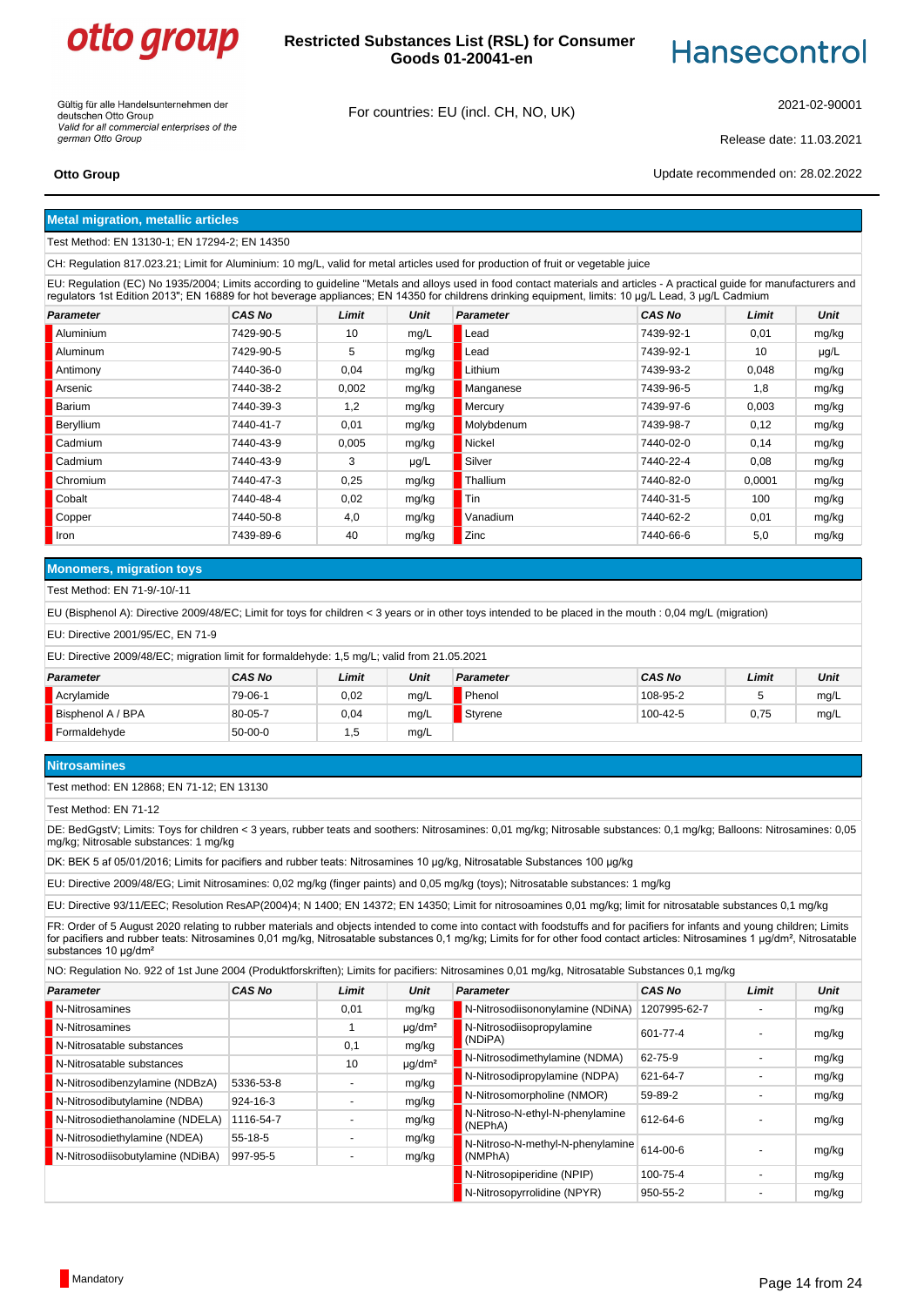## Metal migration, metallic articles

Test Method: EN 13130-1; EN 17294-2; EN 14350

CH: Regulation 817.023.21; Limit for Aluminium: 10 mg/L, valid for metal articles used for production of fruit or vegetable juice

EU: Regulation (EC) No 1935/2004; Limits according to guideline "Metals and alloys used in food contact materials and articles - A practical guide for manufacturers and regulators 1st Edition 2013"; EN 16889 for hot beverage appliances; EN 14350 for childrens drinking equipment, limits: 10 µg/L Lead, 3 µg/L Cadmium

| Parameter | CAS No | Limit | Unit | Parameter | CAS No | Limit | Unit |
|---|---|---|---|---|---|---|---|
| Aluminium | 7429-90-5 | 10 | mg/L | Lead | 7439-92-1 | 0,01 | mg/kg |
| Aluminum | 7429-90-5 | 5 | mg/kg | Lead | 7439-92-1 | 10 | µg/L |
| Antimony | 7440-36-0 | 0,04 | mg/kg | Lithium | 7439-93-2 | 0,048 | mg/kg |
| Arsenic | 7440-38-2 | 0,002 | mg/kg | Manganese | 7439-96-5 | 1,8 | mg/kg |
| Barium | 7440-39-3 | 1,2 | mg/kg | Mercury | 7439-97-6 | 0,003 | mg/kg |
| Beryllium | 7440-41-7 | 0,01 | mg/kg | Molybdenum | 7439-98-7 | 0,12 | mg/kg |
| Cadmium | 7440-43-9 | 0,005 | mg/kg | Nickel | 7440-02-0 | 0,14 | mg/kg |
| Cadmium | 7440-43-9 | 3 | µg/L | Silver | 7440-22-4 | 0,08 | mg/kg |
| Chromium | 7440-47-3 | 0,25 | mg/kg | Thallium | 7440-82-0 | 0,0001 | mg/kg |
| Cobalt | 7440-48-4 | 0,02 | mg/kg | Tin | 7440-31-5 | 100 | mg/kg |
| Copper | 7440-50-8 | 4,0 | mg/kg | Vanadium | 7440-62-2 | 0,01 | mg/kg |
| Iron | 7439-89-6 | 40 | mg/kg | Zinc | 7440-66-6 | 5,0 | mg/kg |

## Monomers, migration toys

Test Method: EN 71-9/-10/-11

EU (Bisphenol A): Directive 2009/48/EC; Limit for toys for children < 3 years or in other toys intended to be placed in the mouth : 0,04 mg/L (migration)

EU: Directive 2001/95/EC, EN 71-9

EU: Directive 2009/48/EC; migration limit for formaldehyde: 1,5 mg/L; valid from 21.05.2021

| Parameter | CAS No | Limit | Unit | Parameter | CAS No | Limit | Unit |
|---|---|---|---|---|---|---|---|
| Acrylamide | 79-06-1 | 0,02 | mg/L | Phenol | 108-95-2 | 5 | mg/L |
| Bisphenol A / BPA | 80-05-7 | 0,04 | mg/L | Styrene | 100-42-5 | 0,75 | mg/L |
| Formaldehyde | 50-00-0 | 1,5 | mg/L | | | | |

## Nitrosamines

Test method: EN 12868; EN 71-12; EN 13130

Test Method: EN 71-12

DE: BedGgstV; Limits: Toys for children < 3 years, rubber teats and soothers: Nitrosamines: 0,01 mg/kg; Nitrosable substances: 0,1 mg/kg; Balloons: Nitrosamines: 0,05 mg/kg; Nitrosable substances: 1 mg/kg

DK: BEK 5 af 05/01/2016; Limits for pacifiers and rubber teats: Nitrosamines 10 µg/kg, Nitrosatable Substances 100 µg/kg

EU: Directive 2009/48/EG; Limit Nitrosamines: 0,02 mg/kg (finger paints) and 0,05 mg/kg (toys); Nitrosatable substances: 1 mg/kg

EU: Directive 93/11/EEC; Resolution ResAP(2004)4; N 1400; EN 14372; EN 14350; Limit for nitrosoamines 0,01 mg/kg; limit for nitrosatable substances 0,1 mg/kg

FR: Order of 5 August 2020 relating to rubber materials and objects intended to come into contact with foodstuffs and for pacifiers for infants and young children; Limits for pacifiers and rubber teats: Nitrosamines 0,01 mg/kg, Nitrosatable substances 0,1 mg/kg; Limits for for other food contact articles: Nitrosamines 1 µg/dm², Nitrosatable substances 10 µg/dm²

NO: Regulation No. 922 of 1st June 2004 (Produktforskriften); Limits for pacifiers: Nitrosamines 0,01 mg/kg, Nitrosatable Substances 0,1 mg/kg

| Parameter | CAS No | Limit | Unit | Parameter | CAS No | Limit | Unit |
|---|---|---|---|---|---|---|---|
| N-Nitrosamines | | 0,01 | mg/kg | N-Nitrosodiisononylamine (NDiNA) | 1207995-62-7 | - | mg/kg |
| N-Nitrosamines | | 1 | µg/dm² | N-Nitrosodiisopropylamine (NDiPA) | 601-77-4 | - | mg/kg |
| N-Nitrosatable substances | | 0,1 | mg/kg | | | | |
| N-Nitrosatable substances | | 10 | µg/dm² | N-Nitrosodimethylamine (NDMA) | 62-75-9 | - | mg/kg |
| N-Nitrosodibenzylamine (NDBzA) | 5336-53-8 | - | mg/kg | N-Nitrosodipropylamine (NDPA) | 621-64-7 | - | mg/kg |
| N-Nitrosodibutylamine (NDBA) | 924-16-3 | - | mg/kg | N-Nitrosomorpholine (NMOR) | 59-89-2 | - | mg/kg |
| N-Nitrosodiethanolamine (NDELA) | 1116-54-7 | - | mg/kg | N-Nitroso-N-ethyl-N-phenylamine (NEPhA) | 612-64-6 | - | mg/kg |
| N-Nitrosodiethylamine (NDEA) | 55-18-5 | - | mg/kg | N-Nitroso-N-methyl-N-phenylamine (NMPhA) | 614-00-6 | - | mg/kg |
| N-Nitrosodiisobutylamine (NDiBA) | 997-95-5 | - | mg/kg | | | | |
| | | | | N-Nitrosopiperidine (NPIP) | 100-75-4 | - | mg/kg |
| | | | | N-Nitrosopyrrolidine (NPYR) | 950-55-2 | - | mg/kg |

Mandatory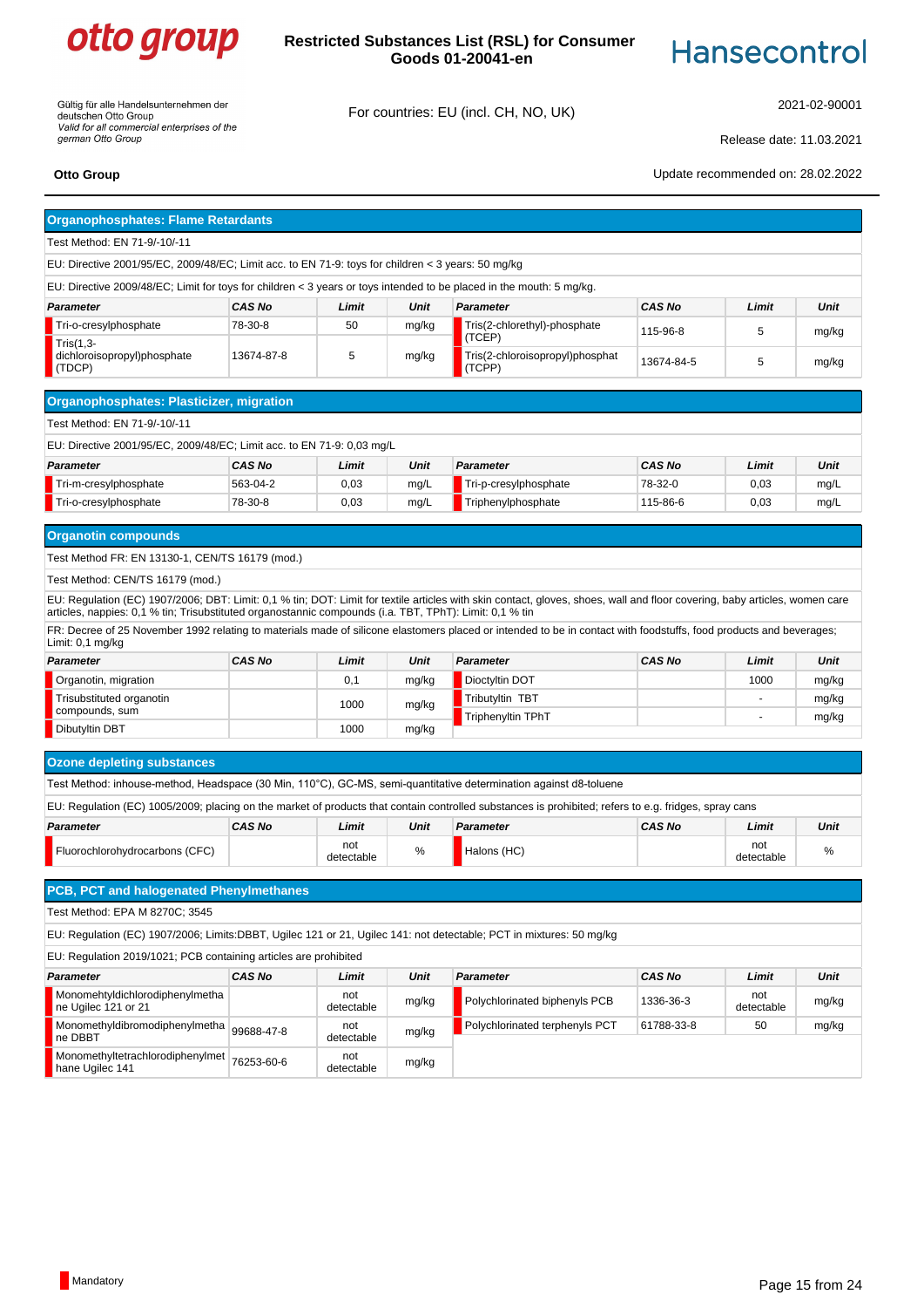## Organophosphates: Flame Retardants

Test Method: EN 71-9/-10/-11

EU: Directive 2001/95/EC, 2009/48/EC; Limit acc. to EN 71-9: toys for children < 3 years: 50 mg/kg

EU: Directive 2009/48/EC; Limit for toys for children < 3 years or toys intended to be placed in the mouth: 5 mg/kg.

| Parameter | CAS No | Limit | Unit | Parameter | CAS No | Limit | Unit |
|---|---|---|---|---|---|---|---|
| Tri-o-cresylphosphate | 78-30-8 | 50 | mg/kg | Tris(2-chlorethyl)-phosphate (TCEP) | 115-96-8 | 5 | mg/kg |
| Tris(1,3-dichloroisopropyl)phosphate (TDCP) | 13674-87-8 | 5 | mg/kg | Tris(2-chloroisopropyl)phosphat (TCPP) | 13674-84-5 | 5 | mg/kg |

## Organophosphates: Plasticizer, migration

Test Method: EN 71-9/-10/-11

EU: Directive 2001/95/EC, 2009/48/EC; Limit acc. to EN 71-9: 0,03 mg/L

| Parameter | CAS No | Limit | Unit | Parameter | CAS No | Limit | Unit |
|---|---|---|---|---|---|---|---|
| Tri-m-cresylphosphate | 563-04-2 | 0,03 | mg/L | Tri-p-cresylphosphate | 78-32-0 | 0,03 | mg/L |
| Tri-o-cresylphosphate | 78-30-8 | 0,03 | mg/L | Triphenylphosphate | 115-86-6 | 0,03 | mg/L |

## Organotin compounds

Test Method FR: EN 13130-1, CEN/TS 16179 (mod.)

Test Method: CEN/TS 16179 (mod.)

EU: Regulation (EC) 1907/2006; DBT: Limit: 0,1 % tin; DOT: Limit for textile articles with skin contact, gloves, shoes, wall and floor covering, baby articles, women care articles, nappies: 0,1 % tin; Trisubstituted organostannic compounds (i.a. TBT, TPhT): Limit: 0,1 % tin

FR: Decree of 25 November 1992 relating to materials made of silicone elastomers placed or intended to be in contact with foodstuffs, food products and beverages; Limit: 0,1 mg/kg

| Parameter | CAS No | Limit | Unit | Parameter | CAS No | Limit | Unit |
|---|---|---|---|---|---|---|---|
| Organotin, migration | | 0,1 | mg/kg | Dioctyltin DOT | | 1000 | mg/kg |
| Trisubstituted organotin compounds, sum | | 1000 | mg/kg | Tributyltin TBT | | - | mg/kg |
| | | | | Triphenyltin TPhT | | - | mg/kg |
| Dibutyltin DBT | | 1000 | mg/kg | | | | |

## Ozone depleting substances

Test Method: inhouse-method, Headspace (30 Min, 110°C), GC-MS, semi-quantitative determination against d8-toluene

EU: Regulation (EC) 1005/2009; placing on the market of products that contain controlled substances is prohibited; refers to e.g. fridges, spray cans

| Parameter | CAS No | Limit | Unit | Parameter | CAS No | Limit | Unit |
|---|---|---|---|---|---|---|---|
| Fluorochlorohydrocarbons (CFC) | | not detectable | % | Halons (HC) | | not detectable | % |

## PCB, PCT and halogenated Phenylmethanes

Test Method: EPA M 8270C; 3545

EU: Regulation (EC) 1907/2006; Limits:DBBT, Ugilec 121 or 21, Ugilec 141: not detectable; PCT in mixtures: 50 mg/kg

EU: Regulation 2019/1021; PCB containing articles are prohibited

| Parameter | CAS No | Limit | Unit | Parameter | CAS No | Limit | Unit |
|---|---|---|---|---|---|---|---|
| Monomehtyldichlorodiphenylmethane Ugilec 121 or 21 | | not detectable | mg/kg | Polychlorinated biphenyls PCB | 1336-36-3 | not detectable | mg/kg |
| Monomethyldibromodiphenylmethane DBBT | 99688-47-8 | not detectable | mg/kg | Polychlorinated terphenyls PCT | 61788-33-8 | 50 | mg/kg |
| Monomethyltetrachlorodiphenylmethane Ugilec 141 | 76253-60-6 | not detectable | mg/kg | | | | |

Mandatory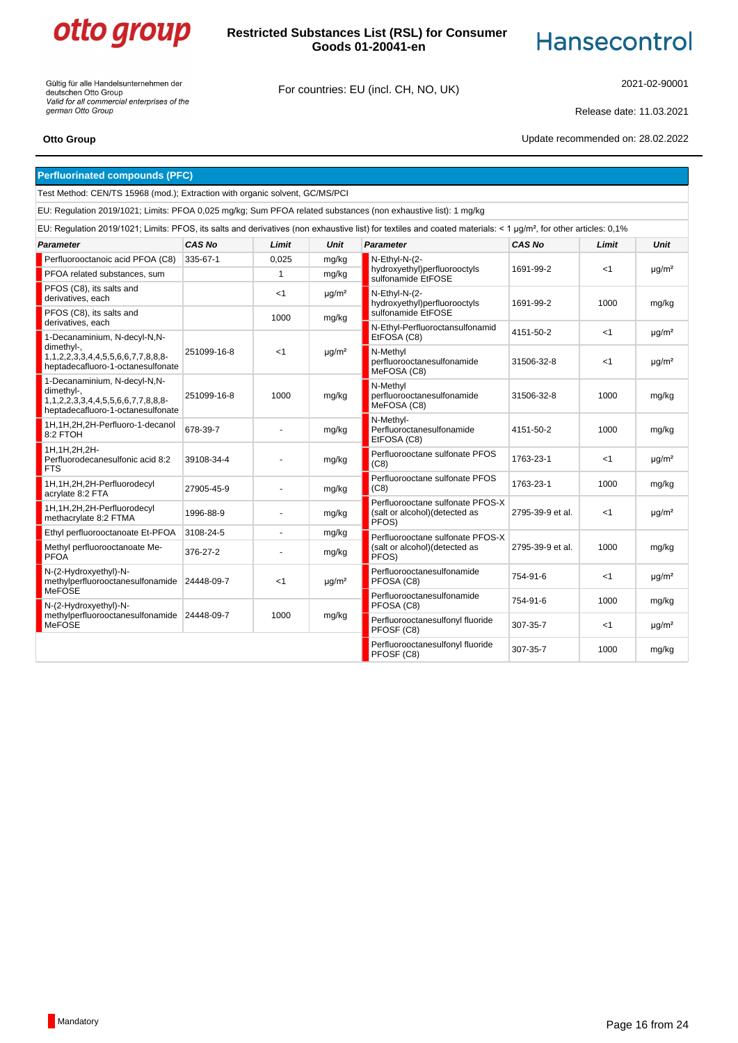Gültig für alle Handelsunternehmen der deutschen Otto Group
*Valid for all commercial enterprises of the german Otto Group*

**Restricted Substances List (RSL) for Consumer Goods 01-20041-en**

For countries: EU (incl. CH, NO, UK)

2021-02-90001

Release date: 11.03.2021

**Otto Group**

Update recommended on: 28.02.2022

## Perfluorinated compounds (PFC)

Test Method: CEN/TS 15968 (mod.); Extraction with organic solvent, GC/MS/PCI

EU: Regulation 2019/1021; Limits: PFOA 0,025 mg/kg; Sum PFOA related substances (non exhaustive list): 1 mg/kg

EU: Regulation 2019/1021; Limits: PFOS, its salts and derivatives (non exhaustive list) for textiles and coated materials: < 1 µg/m², for other articles: 0,1%

| Parameter | CAS No | Limit | Unit |
|---|---|---|---|
| Perfluorooctanoic acid PFOA (C8) | 335-67-1 | 0,025 | mg/kg |
| PFOA related substances, sum | | 1 | mg/kg |
| PFOS (C8), its salts and derivatives, each | | <1 | µg/m² |
| PFOS (C8), its salts and derivatives, each | | 1000 | mg/kg |
| 1-Decanaminium, N-decyl-N,N-dimethyl-, 1,1,2,2,3,3,4,4,5,5,6,6,7,7,8,8,8-heptadecafluoro-1-octanesulfonate | 251099-16-8 | <1 | µg/m² |
| 1-Decanaminium, N-decyl-N,N-dimethyl-, 1,1,2,2,3,3,4,4,5,5,6,6,7,7,8,8,8-heptadecafluoro-1-octanesulfonate | 251099-16-8 | 1000 | mg/kg |
| 1H,1H,2H,2H-Perfluoro-1-decanol 8:2 FTOH | 678-39-7 | - | mg/kg |
| 1H,1H,2H,2H-Perfluorodecanesulfonic acid 8:2 FTS | 39108-34-4 | - | mg/kg |
| 1H,1H,2H,2H-Perfluorodecyl acrylate 8:2 FTA | 27905-45-9 | - | mg/kg |
| 1H,1H,2H,2H-Perfluorodecyl methacrylate 8:2 FTMA | 1996-88-9 | - | mg/kg |
| Ethyl perfluorooctanoate Et-PFOA | 3108-24-5 | - | mg/kg |
| Methyl perfluorooctanoate Me-PFOA | 376-27-2 | - | mg/kg |
| N-(2-Hydroxyethyl)-N-methylperfluorooctanesulfonamide MeFOSE | 24448-09-7 | <1 | µg/m² |
| N-(2-Hydroxyethyl)-N-methylperfluorooctanesulfonamide MeFOSE | 24448-09-7 | 1000 | mg/kg |
| N-Ethyl-N-(2-hydroxyethyl)perfluorooctyls sulfonamide EtFOSE | 1691-99-2 | <1 | µg/m² |
| N-Ethyl-N-(2-hydroxyethyl)perfluorooctyls sulfonamide EtFOSE | 1691-99-2 | 1000 | mg/kg |
| N-Ethyl-Perfluoroctansulfonamid EtFOSA (C8) | 4151-50-2 | <1 | µg/m² |
| N-Methyl perfluorooctanesulfonamide MeFOSA (C8) | 31506-32-8 | <1 | µg/m² |
| N-Methyl perfluorooctanesulfonamide MeFOSA (C8) | 31506-32-8 | 1000 | mg/kg |
| N-Methyl-Perfluoroctanesulfonamide EtFOSA (C8) | 4151-50-2 | 1000 | mg/kg |
| Perfluorooctane sulfonate PFOS (C8) | 1763-23-1 | <1 | µg/m² |
| Perfluorooctane sulfonate PFOS (C8) | 1763-23-1 | 1000 | mg/kg |
| Perfluorooctane sulfonate PFOS-X (salt or alcohol)(detected as PFOS) | 2795-39-9 et al. | <1 | µg/m² |
| Perfluorooctane sulfonate PFOS-X (salt or alcohol)(detected as PFOS) | 2795-39-9 et al. | 1000 | mg/kg |
| Perfluorooctanesulfonamide PFOSA (C8) | 754-91-6 | <1 | µg/m² |
| Perfluorooctanesulfonamide PFOSA (C8) | 754-91-6 | 1000 | mg/kg |
| Perfluorooctanesulfonyl fluoride PFOSF (C8) | 307-35-7 | <1 | µg/m² |
| Perfluorooctanesulfonyl fluoride PFOSF (C8) | 307-35-7 | 1000 | mg/kg |

Mandatory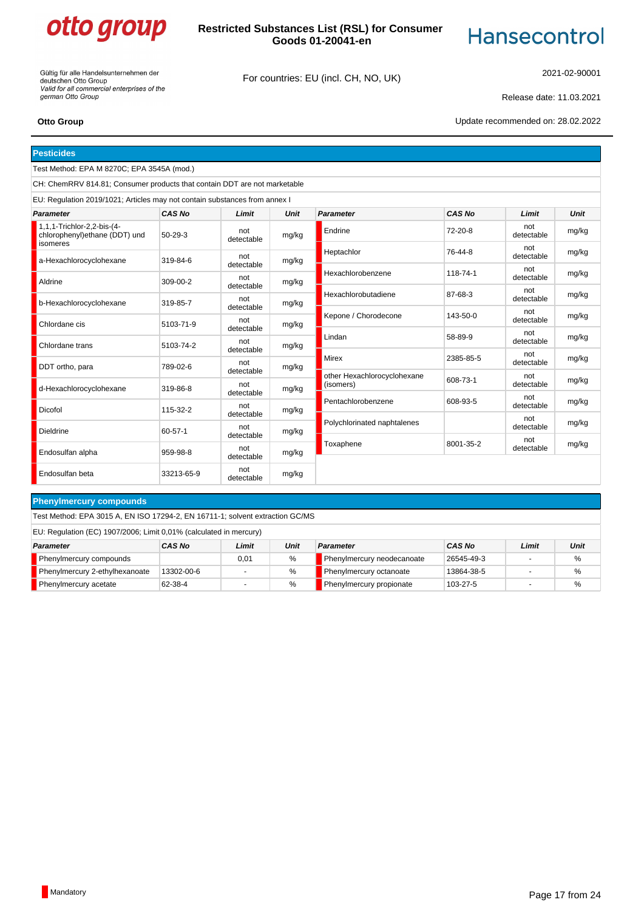## Pesticides

Test Method: EPA M 8270C; EPA 3545A (mod.)

CH: ChemRRV 814.81; Consumer products that contain DDT are not marketable

EU: Regulation 2019/1021; Articles may not contain substances from annex I

| Parameter | CAS No | Limit | Unit |
|---|---|---|---|
| 1,1,1-Trichlor-2,2-bis-(4-chlorophenyl)ethane (DDT) und isomeres | 50-29-3 | not detectable | mg/kg |
| a-Hexachlorocyclohexane | 319-84-6 | not detectable | mg/kg |
| Aldrine | 309-00-2 | not detectable | mg/kg |
| b-Hexachlorocyclohexane | 319-85-7 | not detectable | mg/kg |
| Chlordane cis | 5103-71-9 | not detectable | mg/kg |
| Chlordane trans | 5103-74-2 | not detectable | mg/kg |
| DDT ortho, para | 789-02-6 | not detectable | mg/kg |
| d-Hexachlorocyclohexane | 319-86-8 | not detectable | mg/kg |
| Dicofol | 115-32-2 | not detectable | mg/kg |
| Dieldrine | 60-57-1 | not detectable | mg/kg |
| Endosulfan alpha | 959-98-8 | not detectable | mg/kg |
| Endosulfan beta | 33213-65-9 | not detectable | mg/kg |
| Endrine | 72-20-8 | not detectable | mg/kg |
| Heptachlor | 76-44-8 | not detectable | mg/kg |
| Hexachlorobenzene | 118-74-1 | not detectable | mg/kg |
| Hexachlorobutadiene | 87-68-3 | not detectable | mg/kg |
| Kepone / Chorodecone | 143-50-0 | not detectable | mg/kg |
| Lindan | 58-89-9 | not detectable | mg/kg |
| Mirex | 2385-85-5 | not detectable | mg/kg |
| other Hexachlorocyclohexane (isomers) | 608-73-1 | not detectable | mg/kg |
| Pentachlorobenzene | 608-93-5 | not detectable | mg/kg |
| Polychlorinated naphtalenes | | not detectable | mg/kg |
| Toxaphene | 8001-35-2 | not detectable | mg/kg |

## Phenylmercury compounds

Test Method: EPA 3015 A, EN ISO 17294-2, EN 16711-1; solvent extraction GC/MS

EU: Regulation (EC) 1907/2006; Limit 0,01% (calculated in mercury)

| Parameter | CAS No | Limit | Unit |
|---|---|---|---|
| Phenylmercury compounds | | 0,01 | % |
| Phenylmercury 2-ethylhexanoate | 13302-00-6 | - | % |
| Phenylmercury acetate | 62-38-4 | - | % |
| Phenylmercury neodecanoate | 26545-49-3 | - | % |
| Phenylmercury octanoate | 13864-38-5 | - | % |
| Phenylmercury propionate | 103-27-5 | - | % |

Mandatory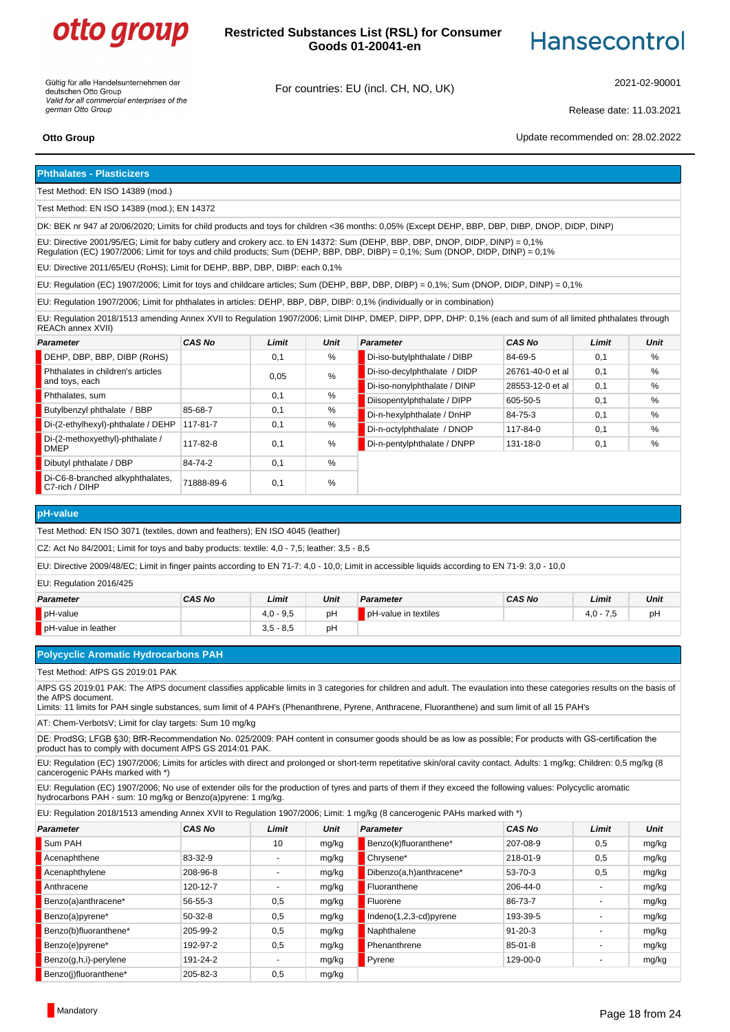## Phthalates - Plasticizers

Test Method: EN ISO 14389 (mod.)

Test Method: EN ISO 14389 (mod.); EN 14372

DK: BEK nr 947 af 20/06/2020; Limits for child products and toys for children <36 months: 0,05% (Except DEHP, BBP, DBP, DIBP, DNOP, DIDP, DINP)

EU: Directive 2001/95/EG; Limit for baby cutlery and crokery acc. to EN 14372: Sum (DEHP, BBP, DBP, DNOP, DIDP, DINP) = 0,1%
Regulation (EC) 1907/2006; Limit for toys and child products; Sum (DEHP, BBP, DBP, DIBP) = 0,1%; Sum (DNOP, DIDP, DINP) = 0,1%

EU: Directive 2011/65/EU (RoHS); Limit for DEHP, BBP, DBP, DIBP: each 0,1%

EU: Regulation (EC) 1907/2006; Limit for toys and childcare articles; Sum (DEHP, BBP, DBP, DIBP) = 0,1%; Sum (DNOP, DIDP, DINP) = 0,1%

EU: Regulation 1907/2006; Limit for phthalates in articles: DEHP, BBP, DBP, DIBP: 0,1% (individually or in combination)

EU: Regulation 2018/1513 amending Annex XVII to Regulation 1907/2006; Limit DIHP, DMEP, DIPP, DPP, DHP: 0,1% (each and sum of all limited phthalates through REACH annex XVII)

| Parameter | CAS No | Limit | Unit |
|---|---|---|---|
| DEHP, DBP, BBP, DIBP (RoHS) | | 0,1 | % |
| Phthalates in children's articles and toys, each | | 0,05 | % |
| Phthalates, sum | | 0,1 | % |
| Butylbenzyl phthalate / BBP | 85-68-7 | 0,1 | % |
| Di-(2-ethylhexyl)-phthalate / DEHP | 117-81-7 | 0,1 | % |
| Di-(2-methoxyethyl)-phthalate / DMEP | 117-82-8 | 0,1 | % |
| Dibutyl phthalate / DBP | 84-74-2 | 0,1 | % |
| Di-C6-8-branched alkyphthalates, C7-rich / DIHP | 71888-89-6 | 0,1 | % |
| Di-iso-butylphthalate / DIBP | 84-69-5 | 0,1 | % |
| Di-iso-decylphthalate / DIDP | 26761-40-0 et al | 0,1 | % |
| Di-iso-nonylphthalate / DINP | 28553-12-0 et al | 0,1 | % |
| Diisopentylphthalate / DIPP | 605-50-5 | 0,1 | % |
| Di-n-hexylphthalate / DnHP | 84-75-3 | 0,1 | % |
| Di-n-octylphthalate / DNOP | 117-84-0 | 0,1 | % |
| Di-n-pentylphthalate / DNPP | 131-18-0 | 0,1 | % |

## pH-value

Test Method: EN ISO 3071 (textiles, down and feathers); EN ISO 4045 (leather)

CZ: Act No 84/2001; Limit for toys and baby products: textile: 4,0 - 7,5; leather: 3,5 - 8,5

EU: Directive 2009/48/EC; Limit in finger paints according to EN 71-7: 4,0 - 10,0; Limit in accessible liquids according to EN 71-9: 3,0 - 10,0

EU: Regulation 2016/425

| Parameter | CAS No | Limit | Unit |
|---|---|---|---|
| pH-value | | 4,0 - 9,5 | pH |
| pH-value in leather | | 3,5 - 8,5 | pH |
| pH-value in textiles | | 4,0 - 7,5 | pH |

## Polycyclic Aromatic Hydrocarbons PAH

Test Method: AfPS GS 2019:01 PAK

AfPS GS 2019:01 PAK: The AfPS document classifies applicable limits in 3 categories for children and adult. The evaulation into these categories results on the basis of the AfPS document.
Limits: 11 limits for PAH single substances, sum limit of 4 PAH's (Phenanthrene, Pyrene, Anthracene, Fluoranthene) and sum limit of all 15 PAH's

AT: Chem-VerbotsV; Limit for clay targets: Sum 10 mg/kg

DE: ProdSG; LFGB §30; BfR-Recommendation No. 025/2009: PAH content in consumer goods should be as low as possible; For products with GS-certification the product has to comply with document AfPS GS 2014:01 PAK.

EU: Regulation (EC) 1907/2006; Limits for articles with direct and prolonged or short-term repetitative skin/oral cavity contact. Adults: 1 mg/kg; Children: 0,5 mg/kg (8 cancerogenic PAHs marked with *)

EU: Regulation (EC) 1907/2006; No use of extender oils for the production of tyres and parts of them if they exceed the following values: Polycyclic aromatic hydrocarbons PAH - sum: 10 mg/kg or Benzo(a)pyrene: 1 mg/kg.

EU: Regulation 2018/1513 amending Annex XVII to Regulation 1907/2006; Limit: 1 mg/kg (8 cancerogenic PAHs marked with *)

| Parameter | CAS No | Limit | Unit |
|---|---|---|---|
| Sum PAH | | 10 | mg/kg |
| Acenaphthene | 83-32-9 | - | mg/kg |
| Acenaphthylene | 208-96-8 | - | mg/kg |
| Anthracene | 120-12-7 | - | mg/kg |
| Benzo(a)anthracene* | 56-55-3 | 0,5 | mg/kg |
| Benzo(a)pyrene* | 50-32-8 | 0,5 | mg/kg |
| Benzo(b)fluoranthene* | 205-99-2 | 0,5 | mg/kg |
| Benzo(e)pyrene* | 192-97-2 | 0,5 | mg/kg |
| Benzo(g,h,i)-perylene | 191-24-2 | - | mg/kg |
| Benzo(j)fluoranthene* | 205-82-3 | 0,5 | mg/kg |
| Benzo(k)fluoranthene* | 207-08-9 | 0,5 | mg/kg |
| Chrysene* | 218-01-9 | 0,5 | mg/kg |
| Dibenzo(a,h)anthracene* | 53-70-3 | 0,5 | mg/kg |
| Fluoranthene | 206-44-0 | - | mg/kg |
| Fluorene | 86-73-7 | - | mg/kg |
| Indeno(1,2,3-cd)pyrene | 193-39-5 | - | mg/kg |
| Naphthalene | 91-20-3 | - | mg/kg |
| Phenanthrene | 85-01-8 | - | mg/kg |
| Pyrene | 129-00-0 | - | mg/kg |

Mandatory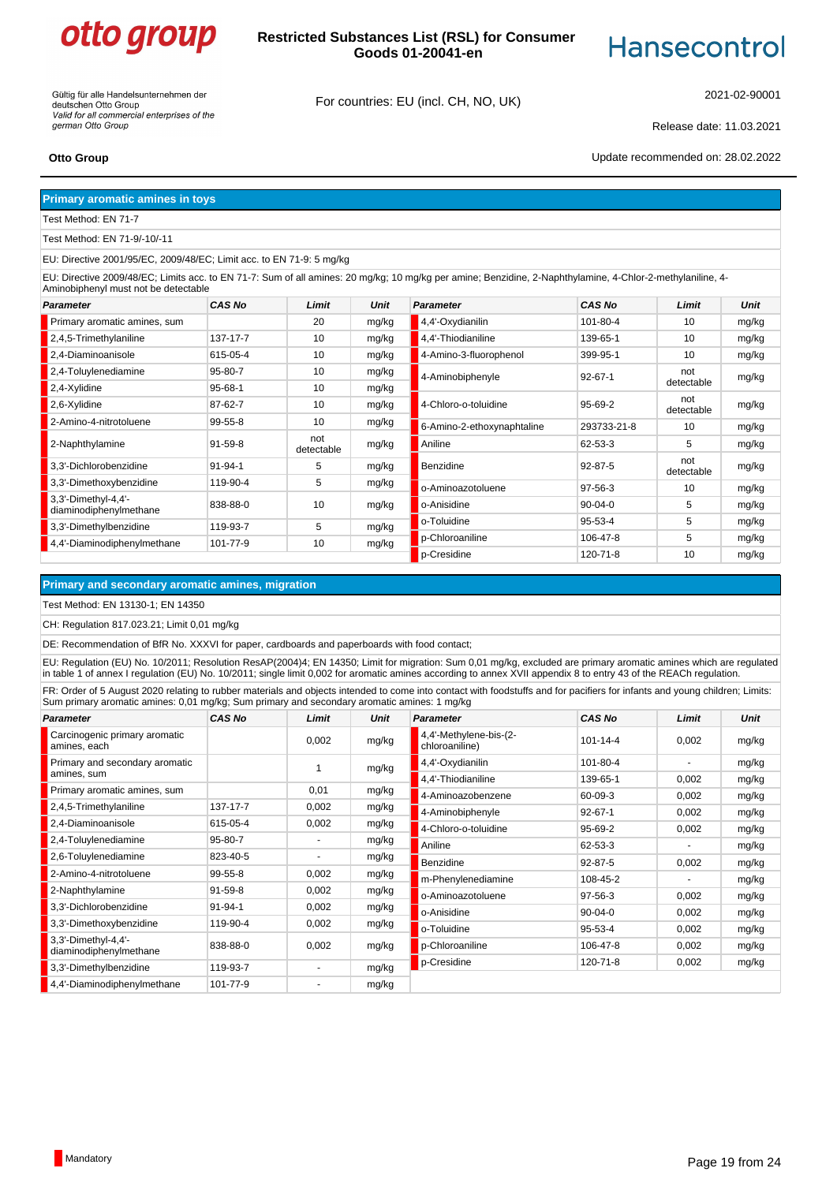## Primary aromatic amines in toys

Test Method: EN 71-7

Test Method: EN 71-9/-10/-11

EU: Directive 2001/95/EC, 2009/48/EC; Limit acc. to EN 71-9: 5 mg/kg

EU: Directive 2009/48/EC; Limits acc. to EN 71-7: Sum of all amines: 20 mg/kg; 10 mg/kg per amine; Benzidine, 2-Naphthylamine, 4-Chlor-2-methylaniline, 4-Aminobiphenyl must not be detectable

| Parameter | CAS No | Limit | Unit | Parameter | CAS No | Limit | Unit |
|---|---|---|---|---|---|---|---|
| Primary aromatic amines, sum | | 20 | mg/kg | 4,4'-Oxydianilin | 101-80-4 | 10 | mg/kg |
| 2,4,5-Trimethylaniline | 137-17-7 | 10 | mg/kg | 4,4'-Thiodianiline | 139-65-1 | 10 | mg/kg |
| 2,4-Diaminoanisole | 615-05-4 | 10 | mg/kg | 4-Amino-3-fluorophenol | 399-95-1 | 10 | mg/kg |
| 2,4-Toluylenediamine | 95-80-7 | 10 | mg/kg | 4-Aminobiphenyle | 92-67-1 | not detectable | mg/kg |
| 2,4-Xylidine | 95-68-1 | 10 | mg/kg | | | | |
| 2,6-Xylidine | 87-62-7 | 10 | mg/kg | 4-Chloro-o-toluidine | 95-69-2 | not detectable | mg/kg |
| 2-Amino-4-nitrotoluene | 99-55-8 | 10 | mg/kg | 6-Amino-2-ethoxynaphtaline | 293733-21-8 | 10 | mg/kg |
| 2-Naphthylamine | 91-59-8 | not detectable | mg/kg | Aniline | 62-53-3 | 5 | mg/kg |
| 3,3'-Dichlorobenzidine | 91-94-1 | 5 | mg/kg | Benzidine | 92-87-5 | not detectable | mg/kg |
| 3,3'-Dimethoxybenzidine | 119-90-4 | 5 | mg/kg | o-Aminoazotoluene | 97-56-3 | 10 | mg/kg |
| 3,3'-Dimethyl-4,4'-diaminodiphenylmethane | 838-88-0 | 10 | mg/kg | o-Anisidine | 90-04-0 | 5 | mg/kg |
| 3,3'-Dimethylbenzidine | 119-93-7 | 5 | mg/kg | o-Toluidine | 95-53-4 | 5 | mg/kg |
| 4,4'-Diaminodiphenylmethane | 101-77-9 | 10 | mg/kg | p-Chloroaniline | 106-47-8 | 5 | mg/kg |
| | | | | p-Cresidine | 120-71-8 | 10 | mg/kg |

## Primary and secondary aromatic amines, migration

Test Method: EN 13130-1; EN 14350

CH: Regulation 817.023.21; Limit 0,01 mg/kg

DE: Recommendation of BfR No. XXXVI for paper, cardboards and paperboards with food contact;

EU: Regulation (EU) No. 10/2011; Resolution ResAP(2004)4; EN 14350; Limit for migration: Sum 0,01 mg/kg, excluded are primary aromatic amines which are regulated in table 1 of annex I regulation (EU) No. 10/2011; single limit 0,002 for aromatic amines according to annex XVII appendix 8 to entry 43 of the REACh regulation.

FR: Order of 5 August 2020 relating to rubber materials and objects intended to come into contact with foodstuffs and for pacifiers for infants and young children; Limits: Sum primary aromatic amines: 0,01 mg/kg; Sum primary and secondary aromatic amines: 1 mg/kg

| Parameter | CAS No | Limit | Unit | Parameter | CAS No | Limit | Unit |
|---|---|---|---|---|---|---|---|
| Carcinogenic primary aromatic amines, each | | 0,002 | mg/kg | 4,4'-Methylene-bis-(2-chloroaniline) | 101-14-4 | 0,002 | mg/kg |
| Primary and secondary aromatic amines, sum | | 1 | mg/kg | 4,4'-Oxydianilin | 101-80-4 | - | mg/kg |
| | | | | 4,4'-Thiodianiline | 139-65-1 | 0,002 | mg/kg |
| Primary aromatic amines, sum | | 0,01 | mg/kg | 4-Aminoazobenzene | 60-09-3 | 0,002 | mg/kg |
| 2,4,5-Trimethylaniline | 137-17-7 | 0,002 | mg/kg | 4-Aminobiphenyle | 92-67-1 | 0,002 | mg/kg |
| 2,4-Diaminoanisole | 615-05-4 | 0,002 | mg/kg | 4-Chloro-o-toluidine | 95-69-2 | 0,002 | mg/kg |
| 2,4-Toluylenediamine | 95-80-7 | - | mg/kg | Aniline | 62-53-3 | - | mg/kg |
| 2,6-Toluylenediamine | 823-40-5 | - | mg/kg | Benzidine | 92-87-5 | 0,002 | mg/kg |
| 2-Amino-4-nitrotoluene | 99-55-8 | 0,002 | mg/kg | m-Phenylenediamine | 108-45-2 | - | mg/kg |
| 2-Naphthylamine | 91-59-8 | 0,002 | mg/kg | o-Aminoazotoluene | 97-56-3 | 0,002 | mg/kg |
| 3,3'-Dichlorobenzidine | 91-94-1 | 0,002 | mg/kg | o-Anisidine | 90-04-0 | 0,002 | mg/kg |
| 3,3'-Dimethoxybenzidine | 119-90-4 | 0,002 | mg/kg | o-Toluidine | 95-53-4 | 0,002 | mg/kg |
| 3,3'-Dimethyl-4,4'-diaminodiphenylmethane | 838-88-0 | 0,002 | mg/kg | p-Chloroaniline | 106-47-8 | 0,002 | mg/kg |
| 3,3'-Dimethylbenzidine | 119-93-7 | - | mg/kg | p-Cresidine | 120-71-8 | 0,002 | mg/kg |
| 4,4'-Diaminodiphenylmethane | 101-77-9 | - | mg/kg | | | | |

Mandatory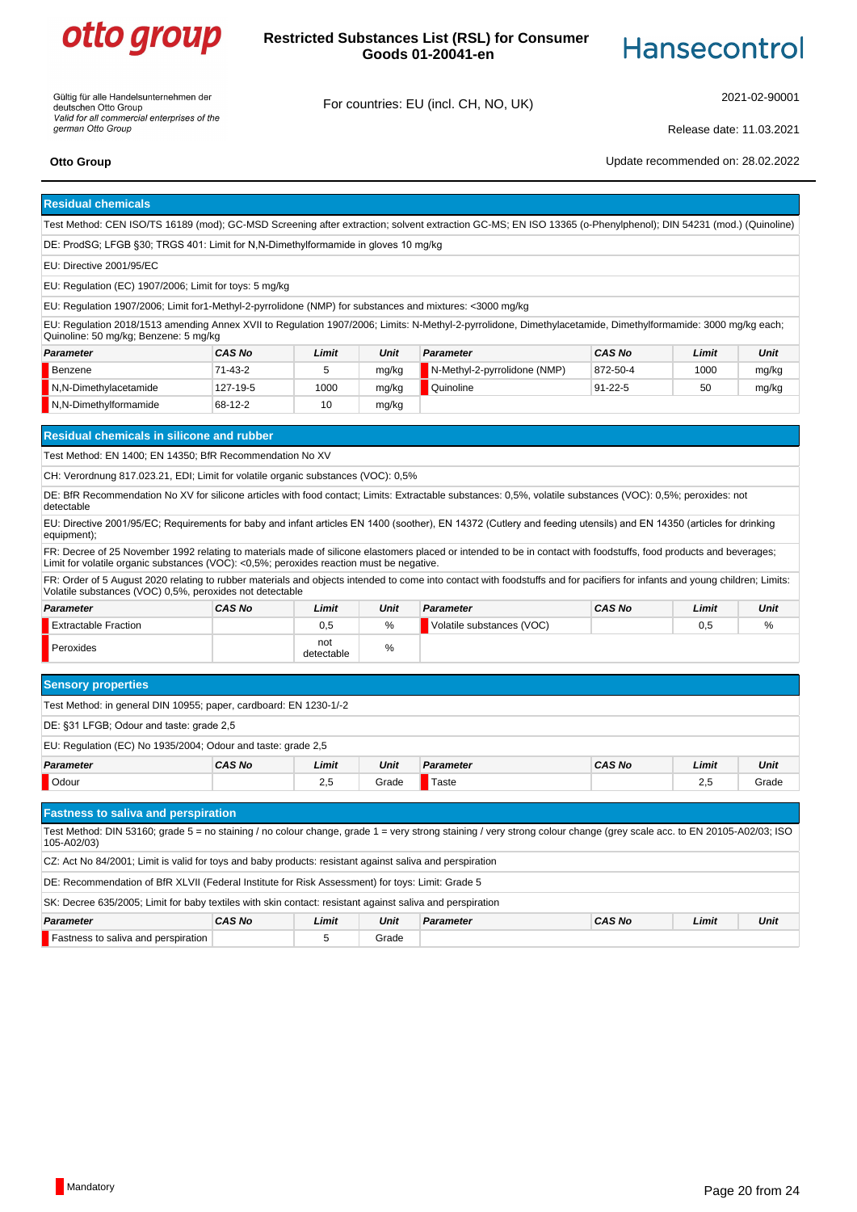## Residual chemicals

Test Method: CEN ISO/TS 16189 (mod); GC-MSD Screening after extraction; solvent extraction GC-MS; EN ISO 13365 (o-Phenylphenol); DIN 54231 (mod.) (Quinoline)

DE: ProdSG; LFGB §30; TRGS 401: Limit for N,N-Dimethylformamide in gloves 10 mg/kg

EU: Directive 2001/95/EC

EU: Regulation (EC) 1907/2006; Limit for toys: 5 mg/kg

EU: Regulation 1907/2006; Limit for1-Methyl-2-pyrrolidone (NMP) for substances and mixtures: <3000 mg/kg

EU: Regulation 2018/1513 amending Annex XVII to Regulation 1907/2006; Limits: N-Methyl-2-pyrrolidone, Dimethylacetamide, Dimethylformamide: 3000 mg/kg each; Quinoline: 50 mg/kg; Benzene: 5 mg/kg

| Parameter | CAS No | Limit | Unit | Parameter | CAS No | Limit | Unit |
|---|---|---|---|---|---|---|---|
| Benzene | 71-43-2 | 5 | mg/kg | N-Methyl-2-pyrrolidone (NMP) | 872-50-4 | 1000 | mg/kg |
| N,N-Dimethylacetamide | 127-19-5 | 1000 | mg/kg | Quinoline | 91-22-5 | 50 | mg/kg |
| N,N-Dimethylformamide | 68-12-2 | 10 | mg/kg | | | | |

## Residual chemicals in silicone and rubber

Test Method: EN 1400; EN 14350; BfR Recommendation No XV

CH: Verordnung 817.023.21, EDI; Limit for volatile organic substances (VOC): 0,5%

DE: BfR Recommendation No XV for silicone articles with food contact; Limits: Extractable substances: 0,5%, volatile substances (VOC): 0,5%; peroxides: not detectable

EU: Directive 2001/95/EC; Requirements for baby and infant articles EN 1400 (soother), EN 14372 (Cutlery and feeding utensils) and EN 14350 (articles for drinking equipment);

FR: Decree of 25 November 1992 relating to materials made of silicone elastomers placed or intended to be in contact with foodstuffs, food products and beverages; Limit for volatile organic substances (VOC): <0,5%; peroxides reaction must be negative.

FR: Order of 5 August 2020 relating to rubber materials and objects intended to come into contact with foodstuffs and for pacifiers for infants and young children; Limits: Volatile substances (VOC) 0,5%, peroxides not detectable

| Parameter | CAS No | Limit | Unit | Parameter | CAS No | Limit | Unit |
|---|---|---|---|---|---|---|---|
| Extractable Fraction | | 0,5 | % | Volatile substances (VOC) | | 0,5 | % |
| Peroxides | | not detectable | % | | | | |

## Sensory properties

Test Method: in general DIN 10955; paper, cardboard: EN 1230-1/-2

DE: §31 LFGB; Odour and taste: grade 2,5

EU: Regulation (EC) No 1935/2004; Odour and taste: grade 2,5

| Parameter | CAS No | Limit | Unit | Parameter | CAS No | Limit | Unit |
|---|---|---|---|---|---|---|---|
| Odour | | 2,5 | Grade | Taste | | 2,5 | Grade |

## Fastness to saliva and perspiration

Test Method: DIN 53160; grade 5 = no staining / no colour change, grade 1 = very strong staining / very strong colour change (grey scale acc. to EN 20105-A02/03; ISO 105-A02/03)

CZ: Act No 84/2001; Limit is valid for toys and baby products: resistant against saliva and perspiration

DE: Recommendation of BfR XLVII (Federal Institute for Risk Assessment) for toys: Limit: Grade 5

SK: Decree 635/2005; Limit for baby textiles with skin contact: resistant against saliva and perspiration

| Parameter | CAS No | Limit | Unit | Parameter | CAS No | Limit | Unit |
|---|---|---|---|---|---|---|---|
| Fastness to saliva and perspiration | | 5 | Grade | | | | |

Mandatory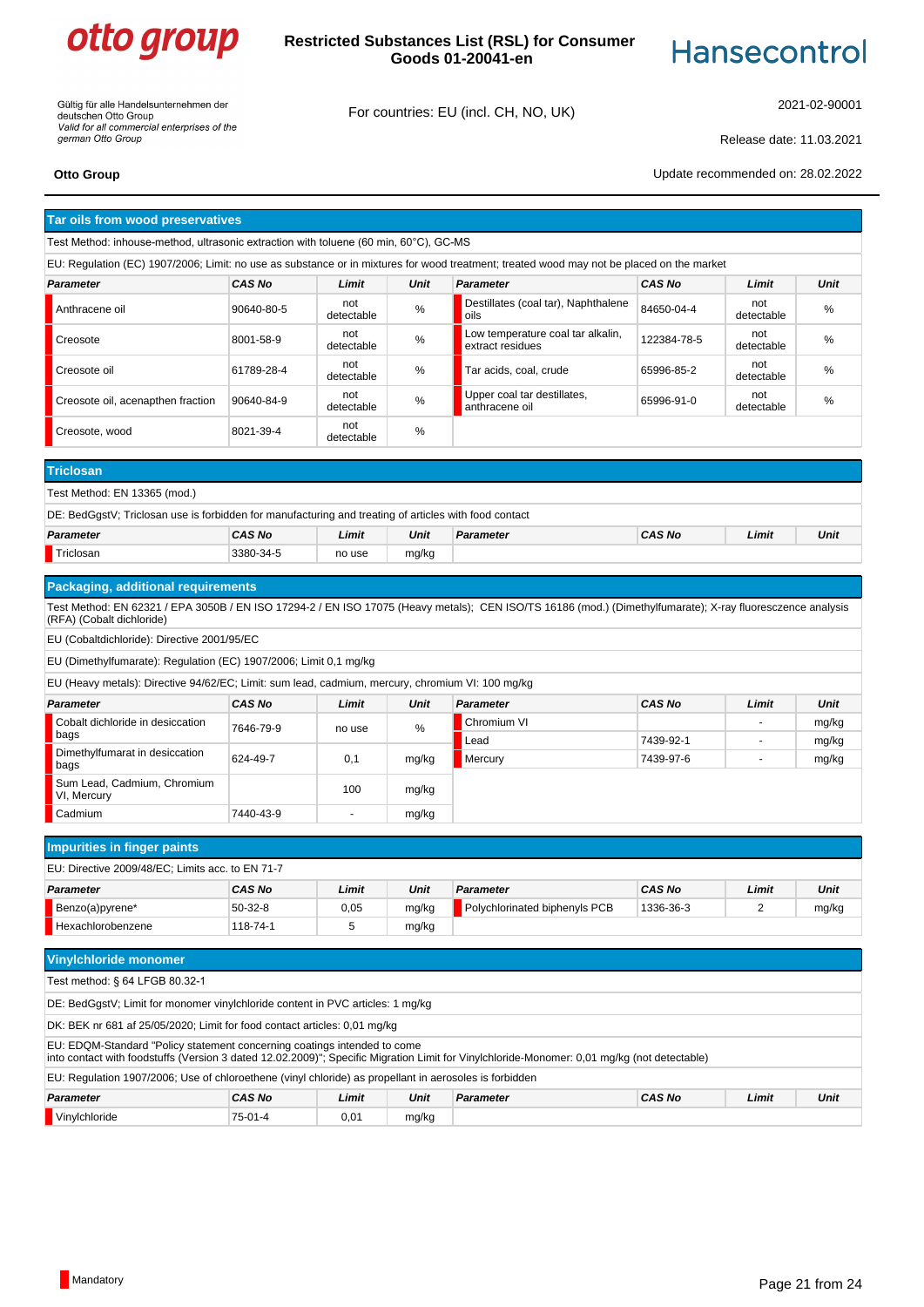## Tar oils from wood preservatives

Test Method: inhouse-method, ultrasonic extraction with toluene (60 min, 60°C), GC-MS

EU: Regulation (EC) 1907/2006; Limit: no use as substance or in mixtures for wood treatment; treated wood may not be placed on the market

| Parameter | CAS No | Limit | Unit | Parameter | CAS No | Limit | Unit |
|---|---|---|---|---|---|---|---|
| Anthracene oil | 90640-80-5 | not detectable | % | Destillates (coal tar), Naphthalene oils | 84650-04-4 | not detectable | % |
| Creosote | 8001-58-9 | not detectable | % | Low temperature coal tar alkalin, extract residues | 122384-78-5 | not detectable | % |
| Creosote oil | 61789-28-4 | not detectable | % | Tar acids, coal, crude | 65996-85-2 | not detectable | % |
| Creosote oil, acenapthen fraction | 90640-84-9 | not detectable | % | Upper coal tar destillates, anthracene oil | 65996-91-0 | not detectable | % |
| Creosote, wood | 8021-39-4 | not detectable | % | | | | |

## Triclosan

Test Method: EN 13365 (mod.)

DE: BedGgstV; Triclosan use is forbidden for manufacturing and treating of articles with food contact

| Parameter | CAS No | Limit | Unit | Parameter | CAS No | Limit | Unit |
|---|---|---|---|---|---|---|---|
| Triclosan | 3380-34-5 | no use | mg/kg | | | | |

## Packaging, additional requirements

Test Method: EN 62321 / EPA 3050B / EN ISO 17294-2 / EN ISO 17075 (Heavy metals); CEN ISO/TS 16186 (mod.) (Dimethylfumarate); X-ray fluoresczence analysis (RFA) (Cobalt dichloride)

EU (Cobaltdichloride): Directive 2001/95/EC

EU (Dimethylfumarate): Regulation (EC) 1907/2006; Limit 0,1 mg/kg

EU (Heavy metals): Directive 94/62/EC; Limit: sum lead, cadmium, mercury, chromium VI: 100 mg/kg

| Parameter | CAS No | Limit | Unit | Parameter | CAS No | Limit | Unit |
|---|---|---|---|---|---|---|---|
| Cobalt dichloride in desiccation bags | 7646-79-9 | no use | % | Chromium VI | | - | mg/kg |
| | | | | Lead | 7439-92-1 | - | mg/kg |
| Dimethylfumarat in desiccation bags | 624-49-7 | 0,1 | mg/kg | Mercury | 7439-97-6 | - | mg/kg |
| Sum Lead, Cadmium, Chromium VI, Mercury | | 100 | mg/kg | | | | |
| Cadmium | 7440-43-9 | - | mg/kg | | | | |

## Impurities in finger paints

EU: Directive 2009/48/EC; Limits acc. to EN 71-7

| Parameter | CAS No | Limit | Unit | Parameter | CAS No | Limit | Unit |
|---|---|---|---|---|---|---|---|
| Benzo(a)pyrene* | 50-32-8 | 0,05 | mg/kg | Polychlorinated biphenyls PCB | 1336-36-3 | 2 | mg/kg |
| Hexachlorobenzene | 118-74-1 | 5 | mg/kg | | | | |

## Vinylchloride monomer

Test method: § 64 LFGB 80.32-1

DE: BedGgstV; Limit for monomer vinylchloride content in PVC articles: 1 mg/kg

DK: BEK nr 681 af 25/05/2020; Limit for food contact articles: 0,01 mg/kg

EU: EDQM-Standard "Policy statement concerning coatings intended to come into contact with foodstuffs (Version 3 dated 12.02.2009)"; Specific Migration Limit for Vinylchloride-Monomer: 0,01 mg/kg (not detectable)

EU: Regulation 1907/2006; Use of chloroethene (vinyl chloride) as propellant in aerosoles is forbidden

| Parameter | CAS No | Limit | Unit | Parameter | CAS No | Limit | Unit |
|---|---|---|---|---|---|---|---|
| Vinylchloride | 75-01-4 | 0,01 | mg/kg | | | | |

Mandatory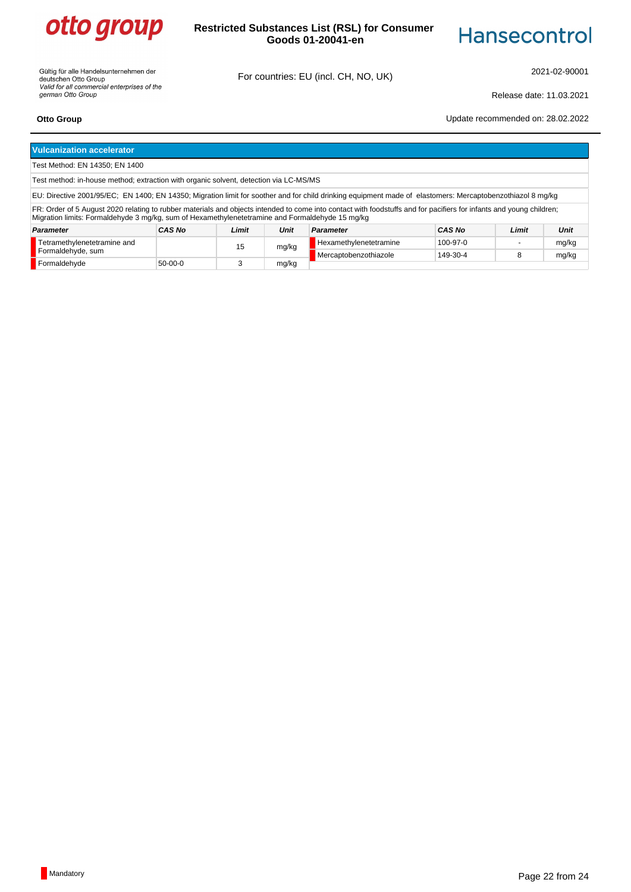## Vulcanization accelerator

Test Method: EN 14350; EN 1400

Test method: in-house method; extraction with organic solvent, detection via LC-MS/MS

EU: Directive 2001/95/EC; EN 1400; EN 14350; Migration limit for soother and for child drinking equipment made of elastomers: Mercaptobenzothiazol 8 mg/kg

FR: Order of 5 August 2020 relating to rubber materials and objects intended to come into contact with foodstuffs and for pacifiers for infants and young children; Migration limits: Formaldehyde 3 mg/kg, sum of Hexamethylenetetramine and Formaldehyde 15 mg/kg

| Parameter | CAS No | Limit | Unit | Parameter | CAS No | Limit | Unit |
|---|---|---|---|---|---|---|---|
| Tetramethylenetetramine and Formaldehyde, sum | | 15 | mg/kg | Hexamethylenetetramine | 100-97-0 | - | mg/kg |
| | | | | Mercaptobenzothiazole | 149-30-4 | 8 | mg/kg |
| Formaldehyde | 50-00-0 | 3 | mg/kg | | | | |

Mandatory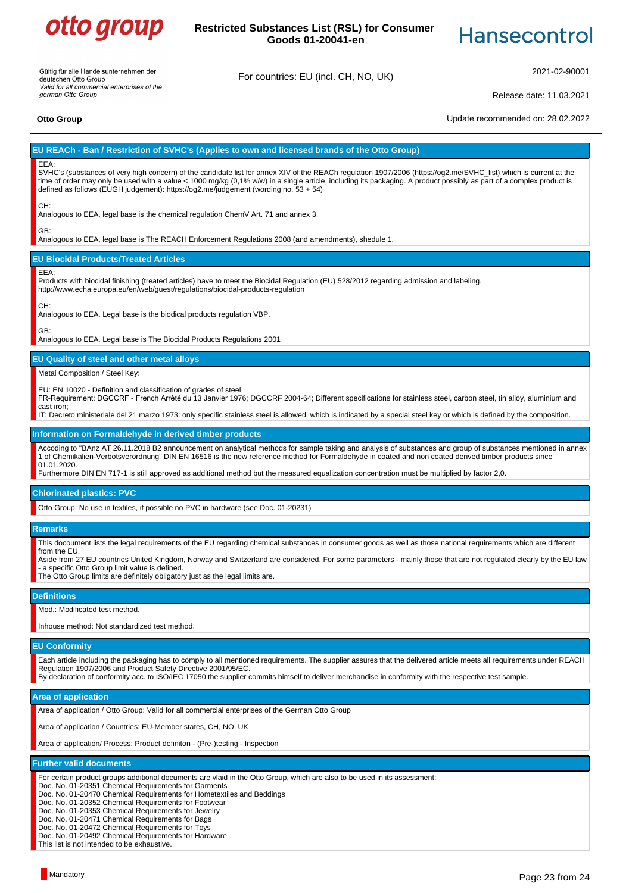## EU REACh - Ban / Restriction of SVHC's (Applies to own and licensed brands of the Otto Group)

EEA:
SVHC's (substances of very high concern) of the candidate list for annex XIV of the REACh regulation 1907/2006 (https://og2.me/SVHC_list) which is current at the time of order may only be used with a value < 1000 mg/kg (0,1% w/w) in a single article, including its packaging. A product possibly as part of a complex product is defined as follows (EUGH judgement): https://og2.me/judgement (wording no. 53 + 54)

CH:
Analogous to EEA, legal base is the chemical regulation ChemV Art. 71 and annex 3.

GB:
Analogous to EEA, legal base is The REACH Enforcement Regulations 2008 (and amendments), shedule 1.

## EU Biocidal Products/Treated Articles

EEA:
Products with biocidal finishing (treated articles) have to meet the Biocidal Regulation (EU) 528/2012 regarding admission and labeling.
http://www.echa.europa.eu/en/web/guest/regulations/biocidal-products-regulation

CH:
Analogous to EEA. Legal base is the biodical products regulation VBP.

GB:
Analogous to EEA. Legal base is The Biocidal Products Regulations 2001

## EU Quality of steel and other metal alloys

Metal Composition / Steel Key:

EU: EN 10020 - Definition and classification of grades of steel
FR-Requirement: DGCCRF - French Arrêté du 13 Janvier 1976; DGCCRF 2004-64; Different specifications for stainless steel, carbon steel, tin alloy, aluminium and cast iron;
IT: Decreto ministeriale del 21 marzo 1973: only specific stainless steel is allowed, which is indicated by a special steel key or which is defined by the composition.

## Information on Formaldehyde in derived timber products

Accoding to "BAnz AT 26.11.2018 B2 announcement on analytical methods for sample taking and analysis of substances and group of substances mentioned in annex 1 of Chemikalien-Verbotsverordnung" DIN EN 16516 is the new reference method for Formaldehyde in coated and non coated derived timber products since 01.01.2020.
Furthermore DIN EN 717-1 is still approved as additional method but the measured equalization concentration must be multiplied by factor 2,0.

## Chlorinated plastics: PVC

Otto Group: No use in textiles, if possible no PVC in hardware (see Doc. 01-20231)

## Remarks

This doocument lists the legal requirements of the EU regarding chemical substances in consumer goods as well as those national requirements which are different from the EU.
Aside from 27 EU countries United Kingdom, Norway and Switzerland are considered. For some parameters - mainly those that are not regulated clearly by the EU law - a specific Otto Group limit value is defined.
The Otto Group limits are definitely obligatory just as the legal limits are.

## Definitions

Mod.: Modificated test method.

Inhouse method: Not standardized test method.

## EU Conformity

Each article including the packaging has to comply to all mentioned requirements. The supplier assures that the delivered article meets all requirements under REACH Regulation 1907/2006 and Product Safety Directive 2001/95/EC.
By declaration of conformity acc. to ISO/IEC 17050 the supplier commits himself to deliver merchandise in conformity with the respective test sample.

## Area of application

Area of application / Otto Group: Valid for all commercial enterprises of the German Otto Group

Area of application / Countries: EU-Member states, CH, NO, UK

Area of application/ Process: Product definiton - (Pre-)testing - Inspection

## Further valid documents

For certain product groups additional documents are vlaid in the Otto Group, which are also to be used in its assessment:
Doc. No. 01-20351 Chemical Requirements for Garments
Doc. No. 01-20470 Chemical Requirements for Hometextiles and Beddings
Doc. No. 01-20352 Chemical Requirements for Footwear
Doc. No. 01-20353 Chemical Requirements for Jewelry
Doc. No. 01-20471 Chemical Requirements for Bags
Doc. No. 01-20472 Chemical Requirements for Toys
Doc. No. 01-20492 Chemical Requirements for Hardware
This list is not intended to be exhaustive.

Mandatory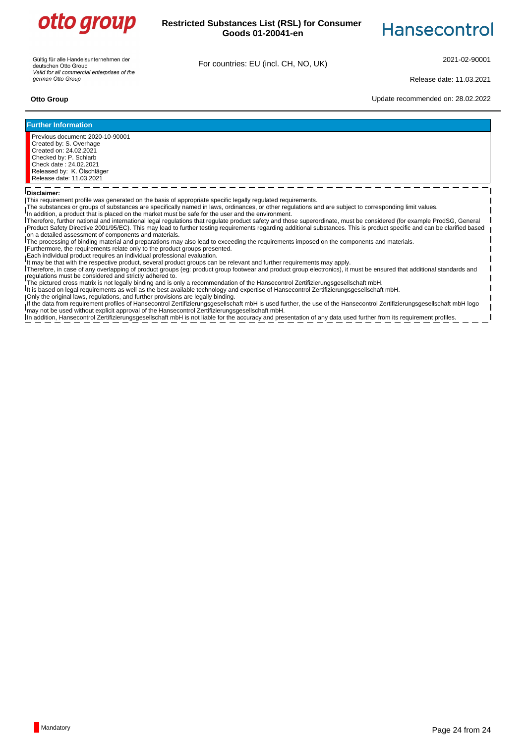## Further Information

Previous document: 2020-10-90001
Created by: S. Overhage
Created on: 24.02.2021
Checked by: P. Schlarb
Check date : 24.02.2021
Released by: K. Ölschläger
Release date: 11.03.2021

**Disclaimer:**

This requirement profile was generated on the basis of appropriate specific legally regulated requirements.
The substances or groups of substances are specifically named in laws, ordinances, or other regulations and are subject to corresponding limit values.
In addition, a product that is placed on the market must be safe for the user and the environment.
Therefore, further national and international legal regulations that regulate product safety and those superordinate, must be considered (for example ProdSG, General Product Safety Directive 2001/95/EC). This may lead to further testing requirements regarding additional substances. This is product specific and can be clarified based on a detailed assessment of components and materials.
The processing of binding material and preparations may also lead to exceeding the requirements imposed on the components and materials.
Furthermore, the requirements relate only to the product groups presented.
Each individual product requires an individual professional evaluation.
It may be that with the respective product, several product groups can be relevant and further requirements may apply.
Therefore, in case of any overlapping of product groups (eg: product group footwear and product group electronics), it must be ensured that additional standards and regulations must be considered and strictly adhered to.
The pictured cross matrix is not legally binding and is only a recommendation of the Hansecontrol Zertifizierungsgesellschaft mbH.
It is based on legal requirements as well as the best available technology and expertise of Hansecontrol Zertifizierungsgesellschaft mbH.
Only the original laws, regulations, and further provisions are legally binding.
If the data from requirement profiles of Hansecontrol Zertifizierungsgesellschaft mbH is used further, the use of the Hansecontrol Zertifizierungsgesellschaft mbH logo may not be used without explicit approval of the Hansecontrol Zertifizierungsgesellschaft mbH.
In addition, Hansecontrol Zertifizierungsgesellschaft mbH is not liable for the accuracy and presentation of any data used further from its requirement profiles.

Mandatory